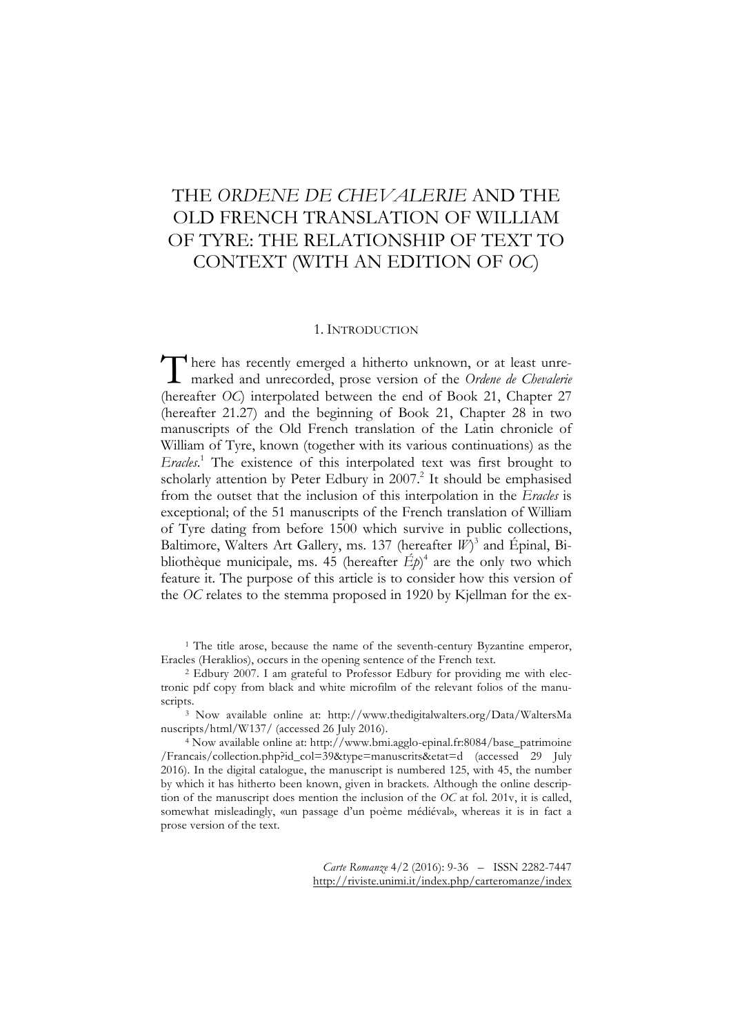# THE *ORDENE DE CHEVALERIE* AND THE OLD FRENCH TRANSLATION OF WILLIAM OF TYRE: THE RELATIONSHIP OF TEXT TO CONTEXT (WITH AN EDITION OF *OC*)

## 1. INTRODUCTION

There has recently emerged a hitherto unknown, or at least unremarked and unrecorded, prose version of the *Ordene de Chevalerie* (hereafter *OC*) interpolated between the end of Book 21, Chapter 27 (hereafter 21.27) and the beginning of Book 21, Chapter 28 in two manuscripts of the Old French translation of the Latin chronicle of William of Tyre, known (together with its various continuations) as the *Eracles*.[1] The existence of this interpolated text was first brought to scholarly attention by Peter Edbury in 2007.[2] It should be emphasised from the outset that the inclusion of this interpolation in the *Eracles* is exceptional; of the 51 manuscripts of the French translation of William of Tyre dating from before 1500 which survive in public collections, Baltimore, Walters Art Gallery, ms. 137 (hereafter *W*)[3] and Épinal, Bibliothèque municipale, ms. 45 (hereafter *Ép*)[4] are the only two which feature it. The purpose of this article is to consider how this version of the *OC* relates to the stemma proposed in 1920 by Kjellman for the ex-

---

[1] The title arose, because the name of the seventh-century Byzantine emperor, Eracles (Heraklios), occurs in the opening sentence of the French text.

[2] Edbury 2007. I am grateful to Professor Edbury for providing me with electronic pdf copy from black and white microfilm of the relevant folios of the manuscripts.

[3] Now available online at: http://www.thedigitalwalters.org/Data/WaltersManuscripts/html/W137/ (accessed 26 July 2016).

[4] Now available online at: http://www.bmi.agglo-epinal.fr:8084/base_patrimoine/Francais/collection.php?id_col=39&type=manuscrits&etat=d (accessed 29 July 2016). In the digital catalogue, the manuscript is numbered 125, with 45, the number by which it has hitherto been known, given in brackets. Although the online description of the manuscript does mention the inclusion of the *OC* at fol. 201v, it is called, somewhat misleadingly, «un passage d'un poème médiéval», whereas it is in fact a prose version of the text.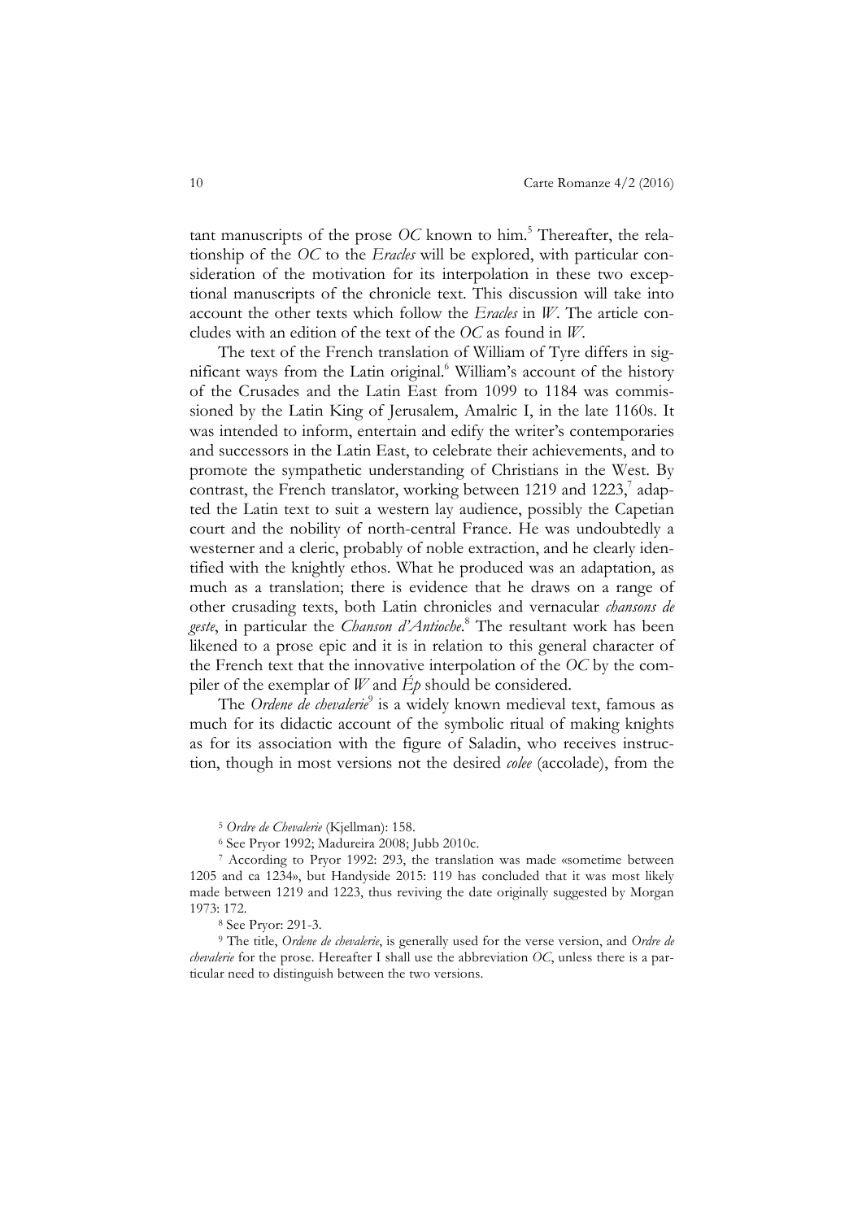tant manuscripts of the prose *OC* known to him.[5] Thereafter, the relationship of the *OC* to the *Eracles* will be explored, with particular consideration of the motivation for its interpolation in these two exceptional manuscripts of the chronicle text. This discussion will take into account the other texts which follow the *Eracles* in *W*. The article concludes with an edition of the text of the *OC* as found in *W*.

The text of the French translation of William of Tyre differs in significant ways from the Latin original.[6] William's account of the history of the Crusades and the Latin East from 1099 to 1184 was commissioned by the Latin King of Jerusalem, Amalric I, in the late 1160s. It was intended to inform, entertain and edify the writer's contemporaries and successors in the Latin East, to celebrate their achievements, and to promote the sympathetic understanding of Christians in the West. By contrast, the French translator, working between 1219 and 1223,[7] adapted the Latin text to suit a western lay audience, possibly the Capetian court and the nobility of north-central France. He was undoubtedly a westerner and a cleric, probably of noble extraction, and he clearly identified with the knightly ethos. What he produced was an adaptation, as much as a translation; there is evidence that he draws on a range of other crusading texts, both Latin chronicles and vernacular *chansons de geste*, in particular the *Chanson d'Antioche*.[8] The resultant work has been likened to a prose epic and it is in relation to this general character of the French text that the innovative interpolation of the *OC* by the compiler of the exemplar of *W* and *Ép* should be considered.

The *Ordene de chevalerie*[9] is a widely known medieval text, famous as much for its didactic account of the symbolic ritual of making knights as for its association with the figure of Saladin, who receives instruction, though in most versions not the desired *colee* (accolade), from the

---

[5] *Ordre de Chevalerie* (Kjellman): 158.

[6] See Pryor 1992; Madureira 2008; Jubb 2010c.

[7] According to Pryor 1992: 293, the translation was made «sometime between 1205 and ca 1234», but Handyside 2015: 119 has concluded that it was most likely made between 1219 and 1223, thus reviving the date originally suggested by Morgan 1973: 172.

[8] See Pryor: 291-3.

[9] The title, *Ordene de chevalerie*, is generally used for the verse version, and *Ordre de chevalerie* for the prose. Hereafter I shall use the abbreviation *OC*, unless there is a particular need to distinguish between the two versions.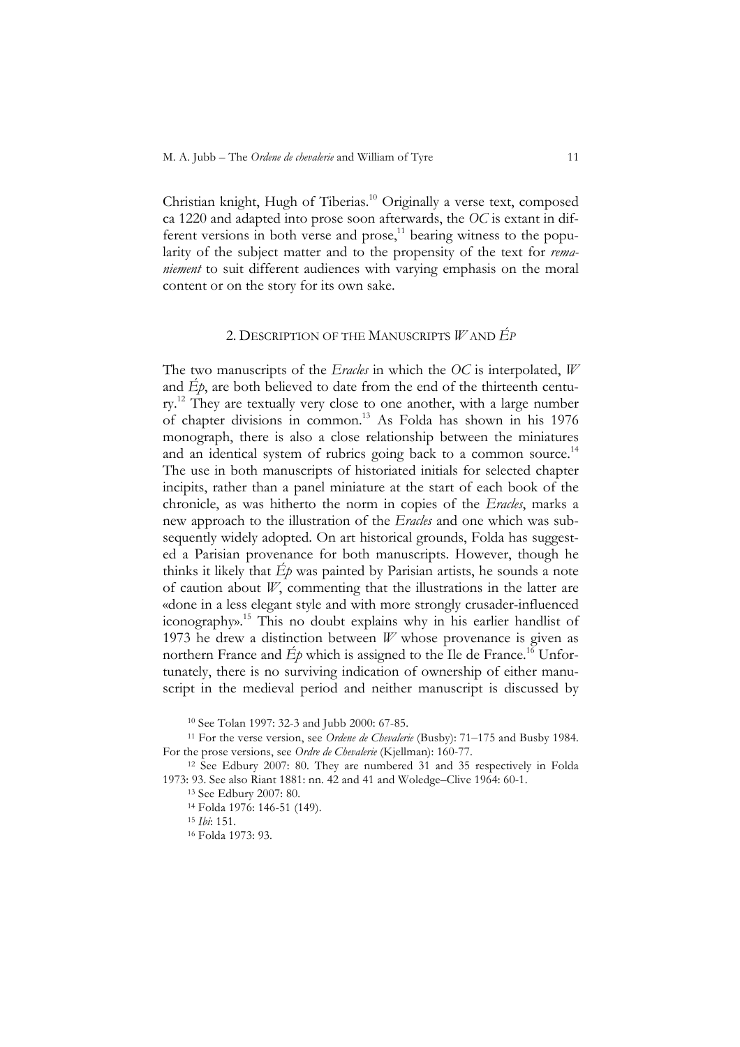Christian knight, Hugh of Tiberias.[10] Originally a verse text, composed ca 1220 and adapted into prose soon afterwards, the *OC* is extant in different versions in both verse and prose,[11] bearing witness to the popularity of the subject matter and to the propensity of the text for *remaniement* to suit different audiences with varying emphasis on the moral content or on the story for its own sake.

## 2. Description of the Manuscripts *W* and *Ép*

The two manuscripts of the *Eracles* in which the *OC* is interpolated, *W* and *Ép*, are both believed to date from the end of the thirteenth century.[12] They are textually very close to one another, with a large number of chapter divisions in common.[13] As Folda has shown in his 1976 monograph, there is also a close relationship between the miniatures and an identical system of rubrics going back to a common source.[14] The use in both manuscripts of historiated initials for selected chapter incipits, rather than a panel miniature at the start of each book of the chronicle, as was hitherto the norm in copies of the *Eracles*, marks a new approach to the illustration of the *Eracles* and one which was subsequently widely adopted. On art historical grounds, Folda has suggested a Parisian provenance for both manuscripts. However, though he thinks it likely that *Ép* was painted by Parisian artists, he sounds a note of caution about *W*, commenting that the illustrations in the latter are «done in a less elegant style and with more strongly crusader-influenced iconography».[15] This no doubt explains why in his earlier handlist of 1973 he drew a distinction between *W* whose provenance is given as northern France and *Ép* which is assigned to the Ile de France.[16] Unfortunately, there is no surviving indication of ownership of either manuscript in the medieval period and neither manuscript is discussed by

---

[10] See Tolan 1997: 32-3 and Jubb 2000: 67-85.

[11] For the verse version, see *Ordene de Chevalerie* (Busby): 71–175 and Busby 1984. For the prose versions, see *Ordre de Chevalerie* (Kjellman): 160-77.

[12] See Edbury 2007: 80. They are numbered 31 and 35 respectively in Folda 1973: 93. See also Riant 1881: nn. 42 and 41 and Woledge–Clive 1964: 60-1.

[13] See Edbury 2007: 80.

[14] Folda 1976: 146-51 (149).

[15] *Ibi*: 151.

[16] Folda 1973: 93.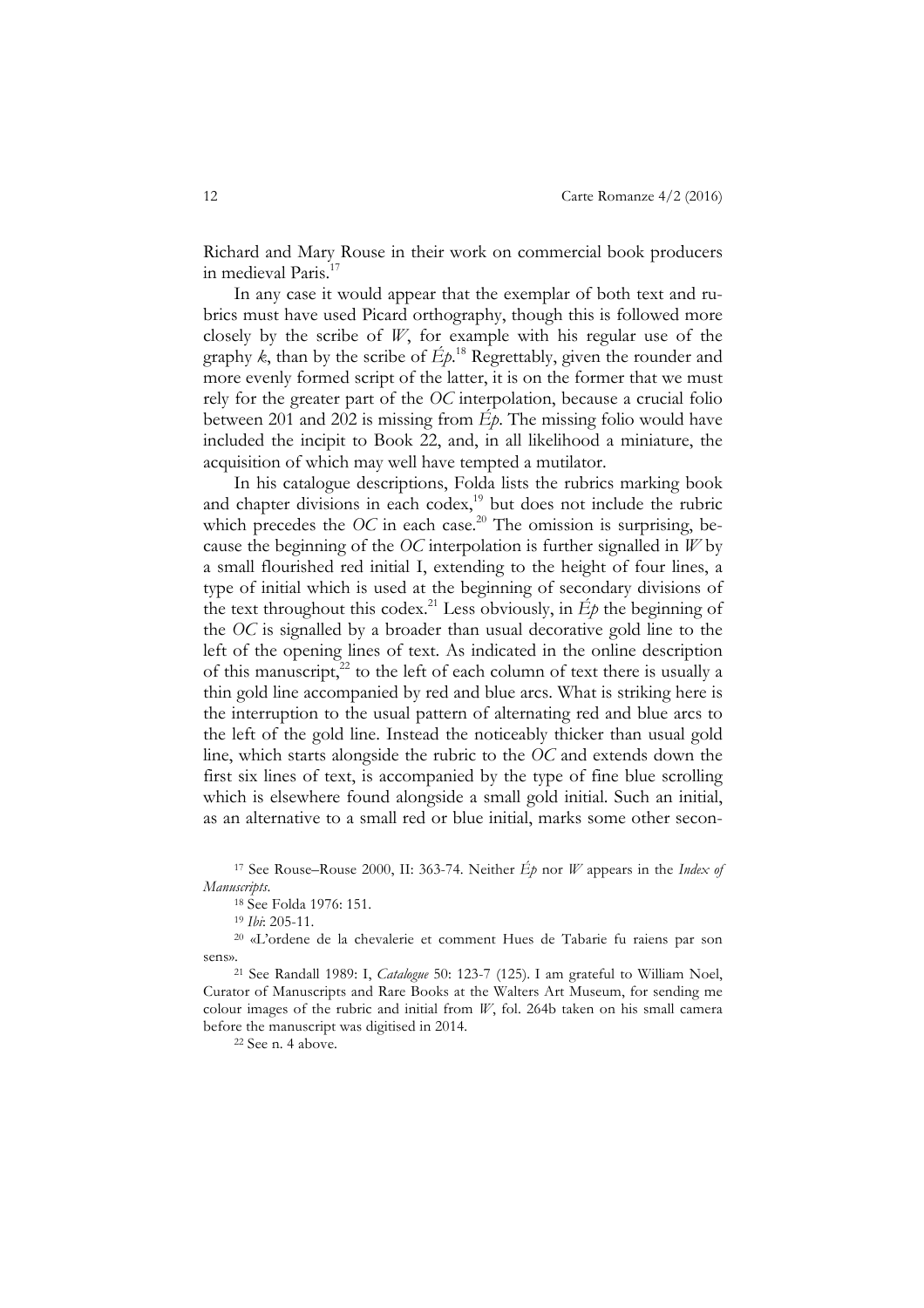Richard and Mary Rouse in their work on commercial book producers in medieval Paris.[17]

In any case it would appear that the exemplar of both text and rubrics must have used Picard orthography, though this is followed more closely by the scribe of *W*, for example with his regular use of the graphy *k*, than by the scribe of *Ép*.[18] Regrettably, given the rounder and more evenly formed script of the latter, it is on the former that we must rely for the greater part of the *OC* interpolation, because a crucial folio between 201 and 202 is missing from *Ép*. The missing folio would have included the incipit to Book 22, and, in all likelihood a miniature, the acquisition of which may well have tempted a mutilator.

In his catalogue descriptions, Folda lists the rubrics marking book and chapter divisions in each codex,[19] but does not include the rubric which precedes the *OC* in each case.[20] The omission is surprising, because the beginning of the *OC* interpolation is further signalled in *W* by a small flourished red initial I, extending to the height of four lines, a type of initial which is used at the beginning of secondary divisions of the text throughout this codex.[21] Less obviously, in *Ép* the beginning of the *OC* is signalled by a broader than usual decorative gold line to the left of the opening lines of text. As indicated in the online description of this manuscript,[22] to the left of each column of text there is usually a thin gold line accompanied by red and blue arcs. What is striking here is the interruption to the usual pattern of alternating red and blue arcs to the left of the gold line. Instead the noticeably thicker than usual gold line, which starts alongside the rubric to the *OC* and extends down the first six lines of text, is accompanied by the type of fine blue scrolling which is elsewhere found alongside a small gold initial. Such an initial, as an alternative to a small red or blue initial, marks some other secon-

[17] See Rouse–Rouse 2000, II: 363-74. Neither *Ép* nor *W* appears in the *Index of Manuscripts*.

[18] See Folda 1976: 151.

[19] *Ibi*: 205-11.

[20] «L'ordene de la chevalerie et comment Hues de Tabarie fu raiens par son sens».

[21] See Randall 1989: I, *Catalogue* 50: 123-7 (125). I am grateful to William Noel, Curator of Manuscripts and Rare Books at the Walters Art Museum, for sending me colour images of the rubric and initial from *W*, fol. 264b taken on his small camera before the manuscript was digitised in 2014.

[22] See n. 4 above.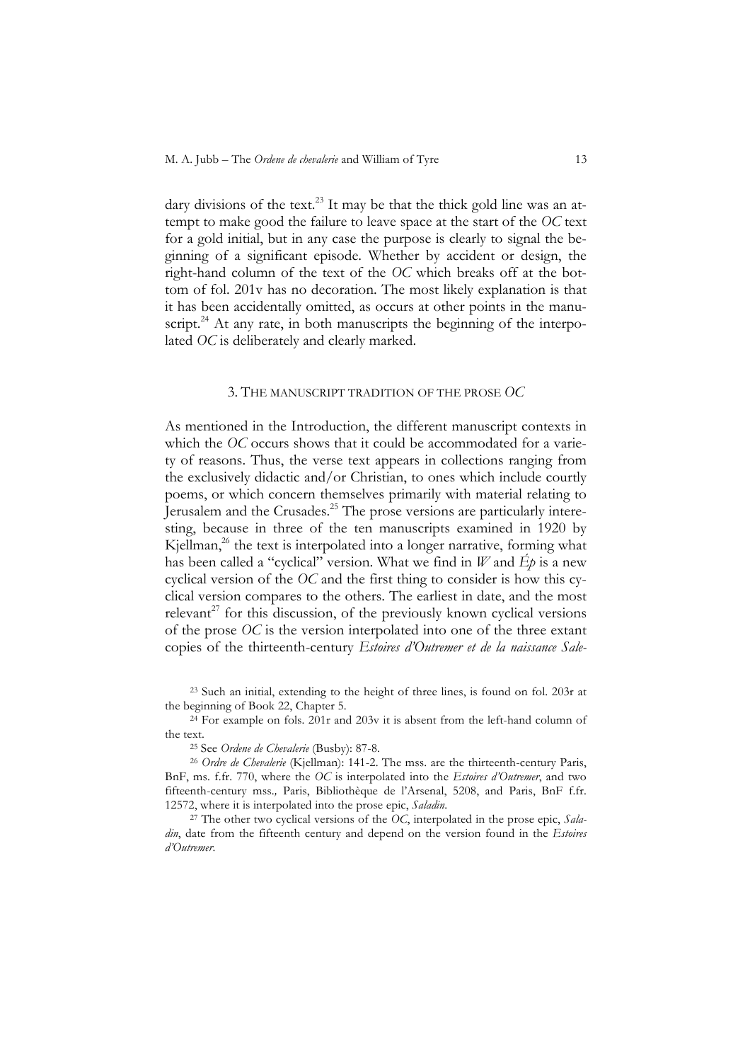dary divisions of the text.[23] It may be that the thick gold line was an attempt to make good the failure to leave space at the start of the *OC* text for a gold initial, but in any case the purpose is clearly to signal the beginning of a significant episode. Whether by accident or design, the right-hand column of the text of the *OC* which breaks off at the bottom of fol. 201v has no decoration. The most likely explanation is that it has been accidentally omitted, as occurs at other points in the manuscript.[24] At any rate, in both manuscripts the beginning of the interpolated *OC* is deliberately and clearly marked.

## 3. The manuscript tradition of the prose *OC*

As mentioned in the Introduction, the different manuscript contexts in which the *OC* occurs shows that it could be accommodated for a variety of reasons. Thus, the verse text appears in collections ranging from the exclusively didactic and/or Christian, to ones which include courtly poems, or which concern themselves primarily with material relating to Jerusalem and the Crusades.[25] The prose versions are particularly interesting, because in three of the ten manuscripts examined in 1920 by Kjellman,[26] the text is interpolated into a longer narrative, forming what has been called a "cyclical" version. What we find in *W* and *Ép* is a new cyclical version of the *OC* and the first thing to consider is how this cyclical version compares to the others. The earliest in date, and the most relevant[27] for this discussion, of the previously known cyclical versions of the prose *OC* is the version interpolated into one of the three extant copies of the thirteenth-century *Estoires d'Outremer et de la naissance Sale-*

[23] Such an initial, extending to the height of three lines, is found on fol. 203r at the beginning of Book 22, Chapter 5.

[24] For example on fols. 201r and 203v it is absent from the left-hand column of the text.

[25] See *Ordene de Chevalerie* (Busby): 87-8.

[26] *Ordre de Chevalerie* (Kjellman): 141-2. The mss. are the thirteenth-century Paris, BnF, ms. f.fr. 770, where the *OC* is interpolated into the *Estoires d'Outremer*, and two fifteenth-century mss., Paris, Bibliothèque de l'Arsenal, 5208, and Paris, BnF f.fr. 12572, where it is interpolated into the prose epic, *Saladin*.

[27] The other two cyclical versions of the *OC*, interpolated in the prose epic, *Saladin*, date from the fifteenth century and depend on the version found in the *Estoires d'Outremer*.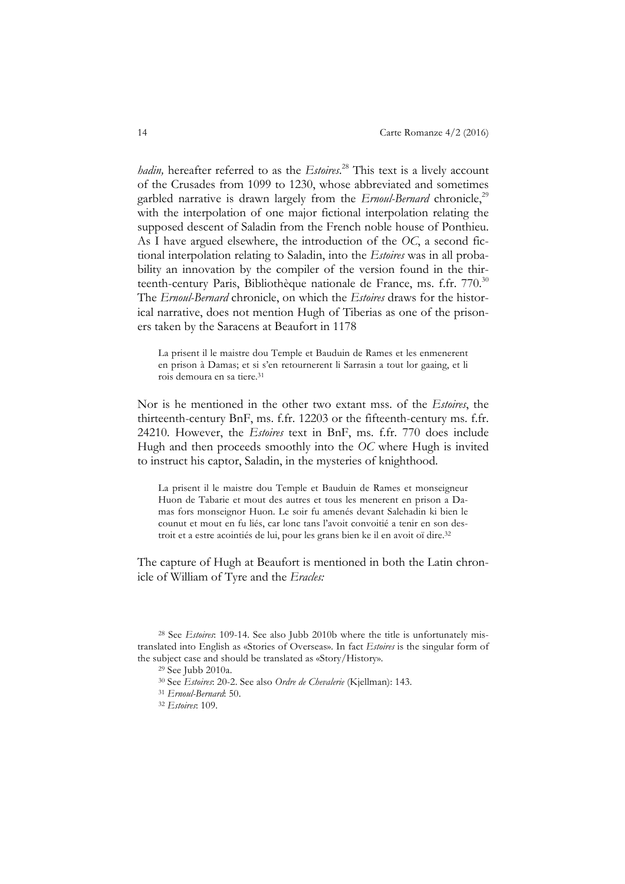*hadin,* hereafter referred to as the *Estoires*.[28] This text is a lively account of the Crusades from 1099 to 1230, whose abbreviated and sometimes garbled narrative is drawn largely from the *Ernoul-Bernard* chronicle,[29] with the interpolation of one major fictional interpolation relating the supposed descent of Saladin from the French noble house of Ponthieu. As I have argued elsewhere, the introduction of the *OC*, a second fictional interpolation relating to Saladin, into the *Estoires* was in all probability an innovation by the compiler of the version found in the thirteenth-century Paris, Bibliothèque nationale de France, ms. f.fr. 770.[30] The *Ernoul-Bernard* chronicle, on which the *Estoires* draws for the historical narrative, does not mention Hugh of Tiberias as one of the prisoners taken by the Saracens at Beaufort in 1178

> La prisent il le maistre dou Temple et Bauduin de Rames et les enmenerent en prison à Damas; et si s'en retournerent li Sarrasin a tout lor gaaing, et li rois demoura en sa tiere.[31]

Nor is he mentioned in the other two extant mss. of the *Estoires*, the thirteenth-century BnF, ms. f.fr. 12203 or the fifteenth-century ms. f.fr. 24210. However, the *Estoires* text in BnF, ms. f.fr. 770 does include Hugh and then proceeds smoothly into the *OC* where Hugh is invited to instruct his captor, Saladin, in the mysteries of knighthood.

> La prisent il le maistre dou Temple et Bauduin de Rames et monseigneur Huon de Tabarie et mout des autres et tous les menerent en prison a Damas fors monseignor Huon. Le soir fu amenés devant Salehadin ki bien le counut et mout en fu liés, car lonc tans l'avoit convoitié a tenir en son destroit et a estre acointiés de lui, pour les grans bien ke il en avoit oï dire.[32]

The capture of Hugh at Beaufort is mentioned in both the Latin chronicle of William of Tyre and the *Eracles:*

---

[28] See *Estoires*: 109-14. See also Jubb 2010b where the title is unfortunately mistranslated into English as «Stories of Overseas». In fact *Estoires* is the singular form of the subject case and should be translated as «Story/History».

[29] See Jubb 2010a.

[30] See *Estoires*: 20-2. See also *Ordre de Chevalerie* (Kjellman): 143.

[31] *Ernoul-Bernard*: 50.

[32] *Estoires*: 109.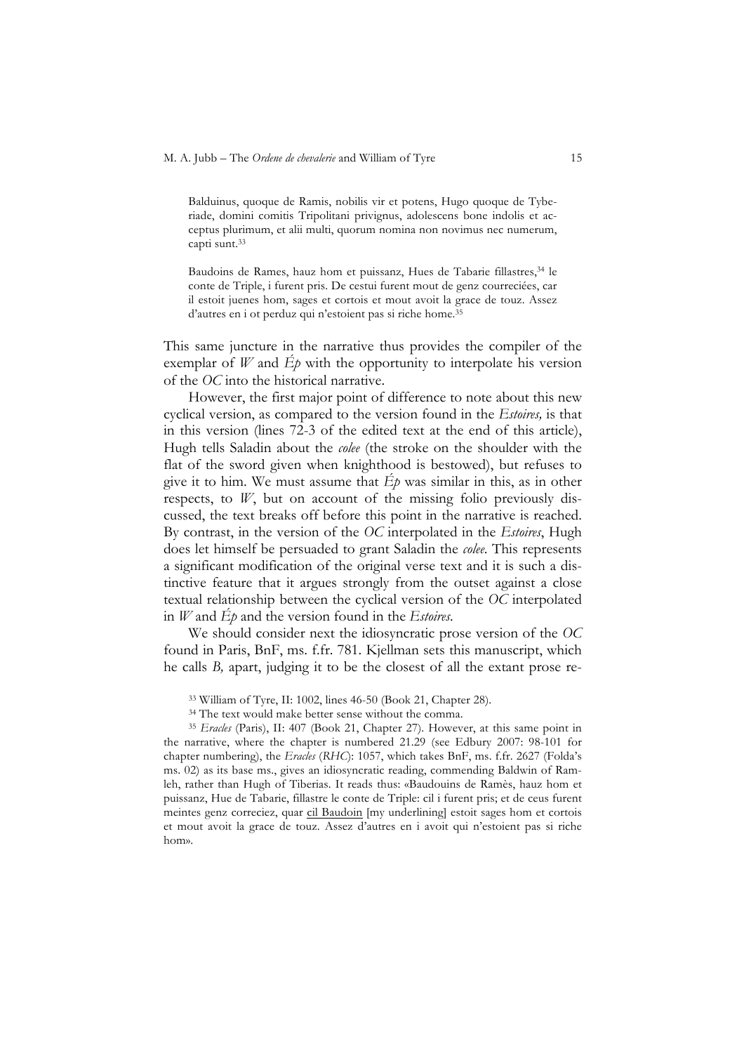> Balduinus, quoque de Ramis, nobilis vir et potens, Hugo quoque de Tyberiade, domini comitis Tripolitani privignus, adolescens bone indolis et acceptus plurimum, et alii multi, quorum nomina non novimus nec numerum, capti sunt.[33]

> Baudoins de Rames, hauz hom et puissanz, Hues de Tabarie fillastres,[34] le conte de Triple, i furent pris. De cestui furent mout de genz courreciées, car il estoit juenes hom, sages et cortois et mout avoit la grace de touz. Assez d'autres en i ot perduz qui n'estoient pas si riche home.[35]

This same juncture in the narrative thus provides the compiler of the exemplar of *W* and *Ép* with the opportunity to interpolate his version of the *OC* into the historical narrative.

However, the first major point of difference to note about this new cyclical version, as compared to the version found in the *Estoires,* is that in this version (lines 72-3 of the edited text at the end of this article), Hugh tells Saladin about the *colee* (the stroke on the shoulder with the flat of the sword given when knighthood is bestowed), but refuses to give it to him. We must assume that *Ép* was similar in this, as in other respects, to *W*, but on account of the missing folio previously discussed, the text breaks off before this point in the narrative is reached. By contrast, in the version of the *OC* interpolated in the *Estoires*, Hugh does let himself be persuaded to grant Saladin the *colee.* This represents a significant modification of the original verse text and it is such a distinctive feature that it argues strongly from the outset against a close textual relationship between the cyclical version of the *OC* interpolated in *W* and *Ép* and the version found in the *Estoires*.

We should consider next the idiosyncratic prose version of the *OC* found in Paris, BnF, ms. f.fr. 781. Kjellman sets this manuscript, which he calls *B,* apart, judging it to be the closest of all the extant prose re-

---

[33] William of Tyre, II: 1002, lines 46-50 (Book 21, Chapter 28).

[34] The text would make better sense without the comma.

[35] *Eracles* (Paris), II: 407 (Book 21, Chapter 27). However, at this same point in the narrative, where the chapter is numbered 21.29 (see Edbury 2007: 98-101 for chapter numbering), the *Eracles* (*RHC*): 1057, which takes BnF, ms. f.fr. 2627 (Folda's ms. 02) as its base ms., gives an idiosyncratic reading, commending Baldwin of Ramleh, rather than Hugh of Tiberias. It reads thus: «Baudouins de Ramès, hauz hom et puissanz, Hue de Tabarie, fillastre le conte de Triple: cil i furent pris; et de ceus furent meintes genz correciez, quar <u>cil Baudoin</u> [my underlining] estoit sages hom et cortois et mout avoit la grace de touz. Assez d'autres en i avoit qui n'estoient pas si riche hom».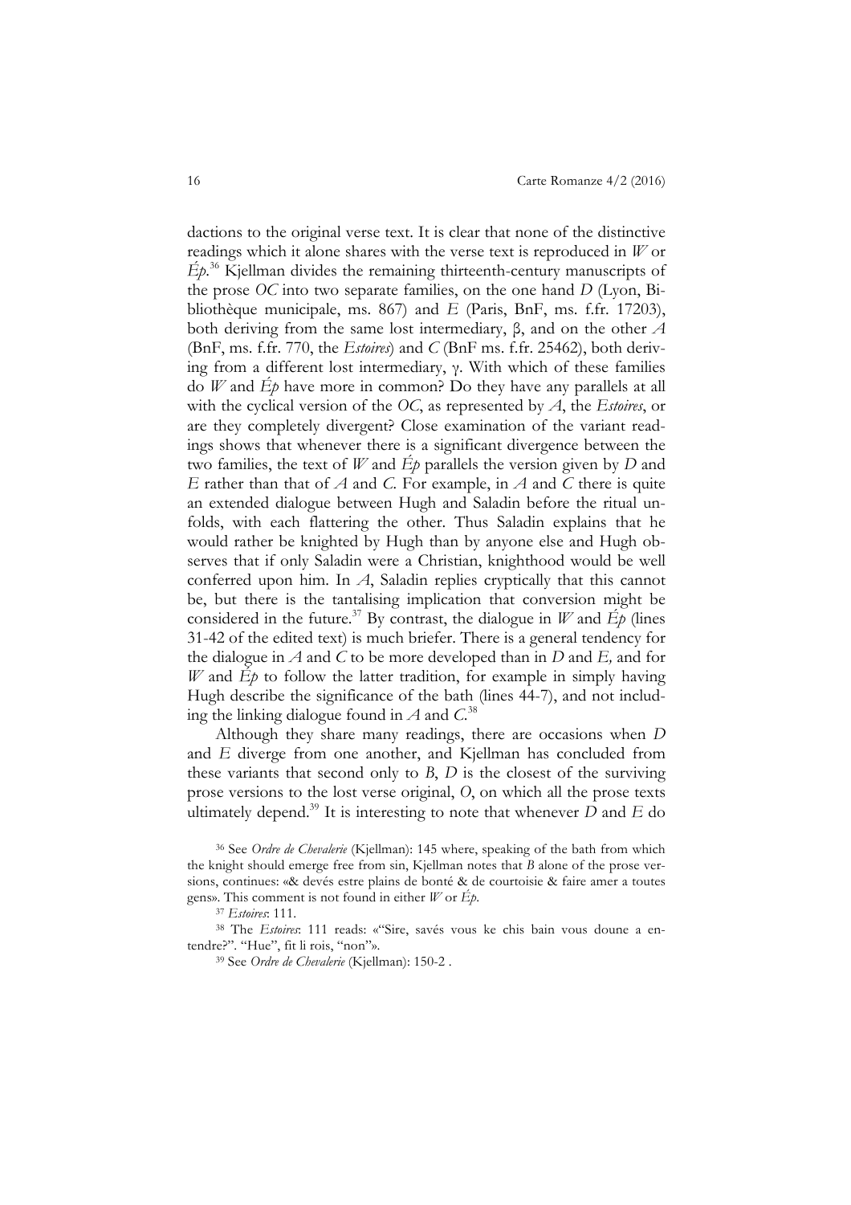dactions to the original verse text. It is clear that none of the distinctive readings which it alone shares with the verse text is reproduced in *W* or *Ép*.[36] Kjellman divides the remaining thirteenth-century manuscripts of the prose *OC* into two separate families, on the one hand *D* (Lyon, Bibliothèque municipale, ms. 867) and *E* (Paris, BnF, ms. f.fr. 17203), both deriving from the same lost intermediary, β, and on the other *A* (BnF, ms. f.fr. 770, the *Estoires*) and *C* (BnF ms. f.fr. 25462), both deriving from a different lost intermediary, γ. With which of these families do *W* and *Ép* have more in common? Do they have any parallels at all with the cyclical version of the *OC*, as represented by *A*, the *Estoires*, or are they completely divergent? Close examination of the variant readings shows that whenever there is a significant divergence between the two families, the text of *W* and *Ép* parallels the version given by *D* and *E* rather than that of *A* and *C*. For example, in *A* and *C* there is quite an extended dialogue between Hugh and Saladin before the ritual unfolds, with each flattering the other. Thus Saladin explains that he would rather be knighted by Hugh than by anyone else and Hugh observes that if only Saladin were a Christian, knighthood would be well conferred upon him. In *A*, Saladin replies cryptically that this cannot be, but there is the tantalising implication that conversion might be considered in the future.[37] By contrast, the dialogue in *W* and *Ép* (lines 31-42 of the edited text) is much briefer. There is a general tendency for the dialogue in *A* and *C* to be more developed than in *D* and *E*, and for *W* and *Ép* to follow the latter tradition, for example in simply having Hugh describe the significance of the bath (lines 44-7), and not including the linking dialogue found in *A* and *C*.[38]

Although they share many readings, there are occasions when *D* and *E* diverge from one another, and Kjellman has concluded from these variants that second only to *B*, *D* is the closest of the surviving prose versions to the lost verse original, *O*, on which all the prose texts ultimately depend.[39] It is interesting to note that whenever *D* and *E* do

[36] See *Ordre de Chevalerie* (Kjellman): 145 where, speaking of the bath from which the knight should emerge free from sin, Kjellman notes that *B* alone of the prose versions, continues: «& devés estre plains de bonté & de courtoisie & faire amer a toutes gens». This comment is not found in either *W* or *Ép*.

[37] *Estoires*: 111.

[38] The *Estoires*: 111 reads: «"Sire, savés vous ke chis bain vous doune a entendre?". "Hue", fit li rois, "non"».

[39] See *Ordre de Chevalerie* (Kjellman): 150-2 .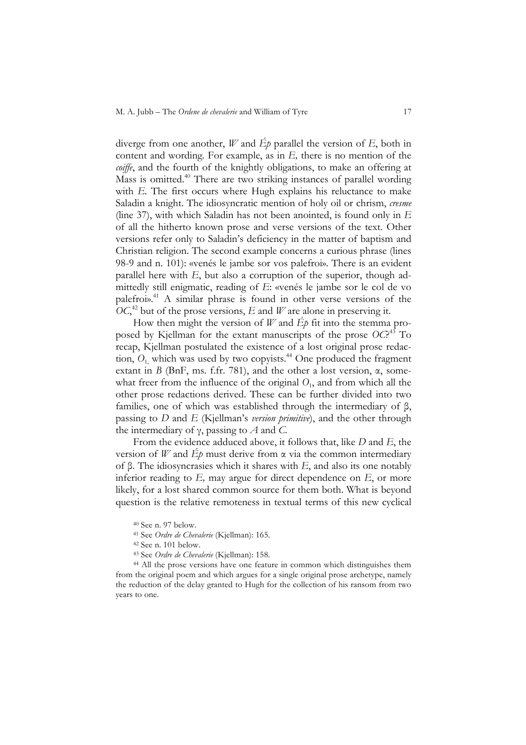diverge from one another, *W* and *Ép* parallel the version of *E*, both in content and wording. For example, as in *E,* there is no mention of the *coiffe*, and the fourth of the knightly obligations, to make an offering at Mass is omitted.[40] There are two striking instances of parallel wording with *E*. The first occurs where Hugh explains his reluctance to make Saladin a knight. The idiosyncratic mention of holy oil or chrism, *cresme* (line 37), with which Saladin has not been anointed, is found only in *E* of all the hitherto known prose and verse versions of the text. Other versions refer only to Saladin's deficiency in the matter of baptism and Christian religion. The second example concerns a curious phrase (lines 98-9 and n. 101): «venés le jambe sor vos palefroi». There is an evident parallel here with *E*, but also a corruption of the superior, though admittedly still enigmatic, reading of *E*: «venés le jambe sor le col de vo palefroi».[41] A similar phrase is found in other verse versions of the *OC*,[42] but of the prose versions, *E* and *W* are alone in preserving it.

How then might the version of *W* and *Ép* fit into the stemma proposed by Kjellman for the extant manuscripts of the prose *OC*?[43] To recap, Kjellman postulated the existence of a lost original prose redaction, $O_1$, which was used by two copyists.[44] One produced the fragment extant in *B* (BnF, ms. f.fr. 781), and the other a lost version, α, somewhat freer from the influence of the original $O_1$, and from which all the other prose redactions derived. These can be further divided into two families, one of which was established through the intermediary of β, passing to *D* and *E* (Kjellman's *version primitive*), and the other through the intermediary of γ, passing to *A* and *C*.

From the evidence adduced above, it follows that, like *D* and *E*, the version of *W* and *Ép* must derive from α via the common intermediary of β. The idiosyncrasies which it shares with *E*, and also its one notably inferior reading to *E,* may argue for direct dependence on *E*, or more likely, for a lost shared common source for them both. What is beyond question is the relative remoteness in textual terms of this new cyclical

[40] See n. 97 below.

[41] See *Ordre de Chevalerie* (Kjellman): 165.

[42] See n. 101 below.

[43] See *Ordre de Chevalerie* (Kjellman): 158.

[44] All the prose versions have one feature in common which distinguishes them from the original poem and which argues for a single original prose archetype, namely the reduction of the delay granted to Hugh for the collection of his ransom from two years to one.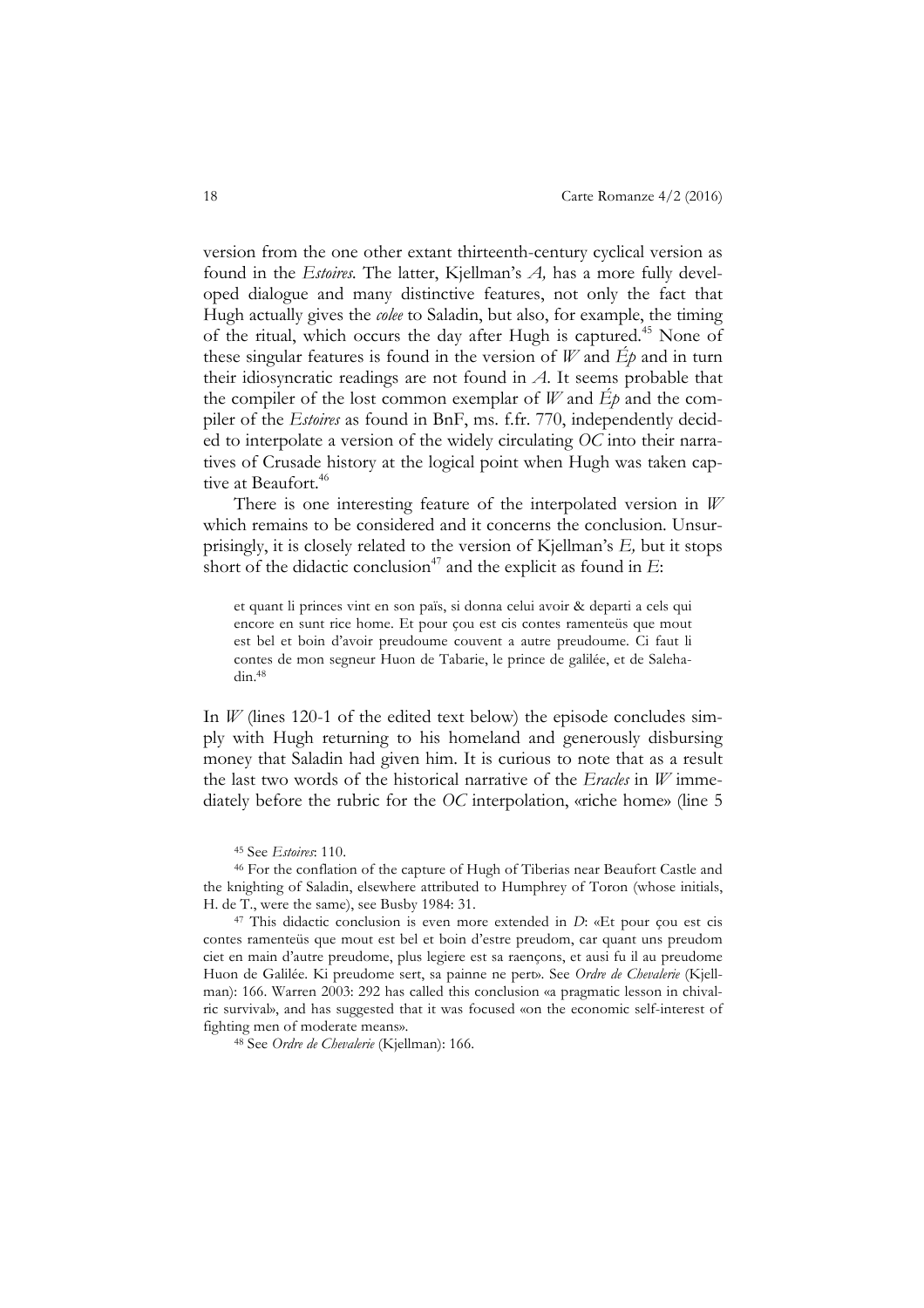version from the one other extant thirteenth-century cyclical version as found in the *Estoires*. The latter, Kjellman's *A,* has a more fully developed dialogue and many distinctive features, not only the fact that Hugh actually gives the *colee* to Saladin, but also, for example, the timing of the ritual, which occurs the day after Hugh is captured.[45] None of these singular features is found in the version of *W* and *Ép* and in turn their idiosyncratic readings are not found in *A*. It seems probable that the compiler of the lost common exemplar of *W* and *Ép* and the compiler of the *Estoires* as found in BnF, ms. f.fr. 770, independently decided to interpolate a version of the widely circulating *OC* into their narratives of Crusade history at the logical point when Hugh was taken captive at Beaufort.[46]

There is one interesting feature of the interpolated version in *W* which remains to be considered and it concerns the conclusion. Unsurprisingly, it is closely related to the version of Kjellman's *E,* but it stops short of the didactic conclusion[47] and the explicit as found in *E*:

> et quant li princes vint en son païs, si donna celui avoir & departi a cels qui encore en sunt rice home. Et pour çou est cis contes ramenteüs que mout est bel et boin d'avoir preudoume couvent a autre preudoume. Ci faut li contes de mon segneur Huon de Tabarie, le prince de galilée, et de Salehadin.[48]

In *W* (lines 120-1 of the edited text below) the episode concludes simply with Hugh returning to his homeland and generously disbursing money that Saladin had given him. It is curious to note that as a result the last two words of the historical narrative of the *Eracles* in *W* immediately before the rubric for the *OC* interpolation, «riche home» (line 5

---

[45] See *Estoires*: 110.

[46] For the conflation of the capture of Hugh of Tiberias near Beaufort Castle and the knighting of Saladin, elsewhere attributed to Humphrey of Toron (whose initials, H. de T., were the same), see Busby 1984: 31.

[47] This didactic conclusion is even more extended in *D*: «Et pour çou est cis contes ramenteüs que mout est bel et boin d'estre preudom, car quant uns preudom ciet en main d'autre preudome, plus legiere est sa raençons, et ausi fu il au preudome Huon de Galilée. Ki preudome sert, sa painne ne pert». See *Ordre de Chevalerie* (Kjellman): 166. Warren 2003: 292 has called this conclusion «a pragmatic lesson in chivalric survival», and has suggested that it was focused «on the economic self-interest of fighting men of moderate means».

[48] See *Ordre de Chevalerie* (Kjellman): 166.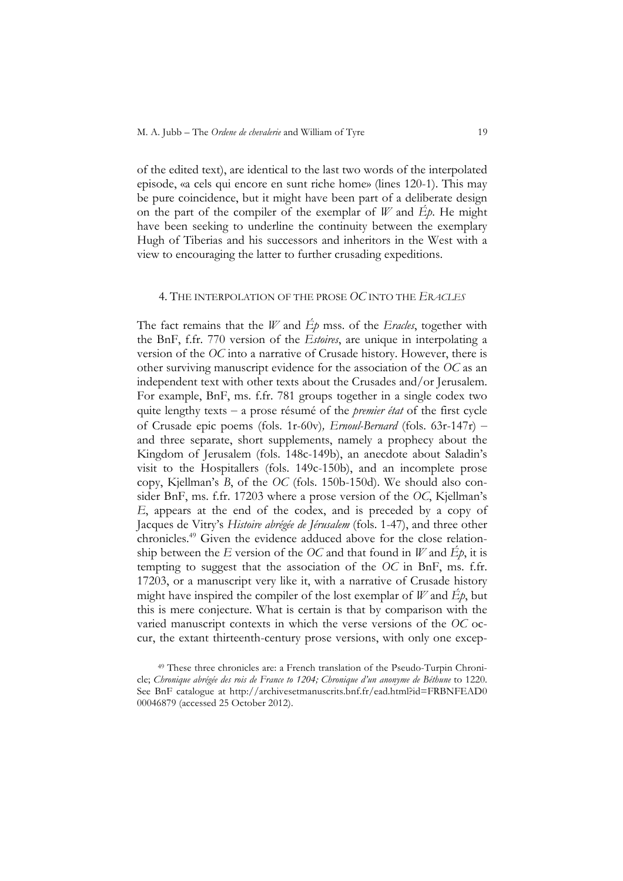of the edited text), are identical to the last two words of the interpolated episode, «a cels qui encore en sunt riche home» (lines 120-1). This may be pure coincidence, but it might have been part of a deliberate design on the part of the compiler of the exemplar of *W* and *Ép*. He might have been seeking to underline the continuity between the exemplary Hugh of Tiberias and his successors and inheritors in the West with a view to encouraging the latter to further crusading expeditions.

## 4. THE INTERPOLATION OF THE PROSE *OC* INTO THE *ERACLES*

The fact remains that the *W* and *Ép* mss. of the *Eracles*, together with the BnF, f.fr. 770 version of the *Estoires*, are unique in interpolating a version of the *OC* into a narrative of Crusade history. However, there is other surviving manuscript evidence for the association of the *OC* as an independent text with other texts about the Crusades and/or Jerusalem. For example, BnF, ms. f.fr. 781 groups together in a single codex two quite lengthy texts – a prose résumé of the *premier état* of the first cycle of Crusade epic poems (fols. 1r-60v), *Ernoul-Bernard* (fols. 63r-147r) – and three separate, short supplements, namely a prophecy about the Kingdom of Jerusalem (fols. 148c-149b), an anecdote about Saladin's visit to the Hospitallers (fols. 149c-150b), and an incomplete prose copy, Kjellman's *B*, of the *OC* (fols. 150b-150d). We should also consider BnF, ms. f.fr. 17203 where a prose version of the *OC*, Kjellman's *E*, appears at the end of the codex, and is preceded by a copy of Jacques de Vitry's *Histoire abrégée de Jérusalem* (fols. 1-47), and three other chronicles.[49] Given the evidence adduced above for the close relationship between the *E* version of the *OC* and that found in *W* and *Ép*, it is tempting to suggest that the association of the *OC* in BnF, ms. f.fr. 17203, or a manuscript very like it, with a narrative of Crusade history might have inspired the compiler of the lost exemplar of *W* and *Ép*, but this is mere conjecture. What is certain is that by comparison with the varied manuscript contexts in which the verse versions of the *OC* occur, the extant thirteenth-century prose versions, with only one excep-

[49] These three chronicles are: a French translation of the Pseudo-Turpin Chronicle; *Chronique abrégée des rois de France to 1204; Chronique d'un anonyme de Béthune* to 1220. See BnF catalogue at http://archivesetmanuscrits.bnf.fr/ead.html?id=FRBNFEAD000046879 (accessed 25 October 2012).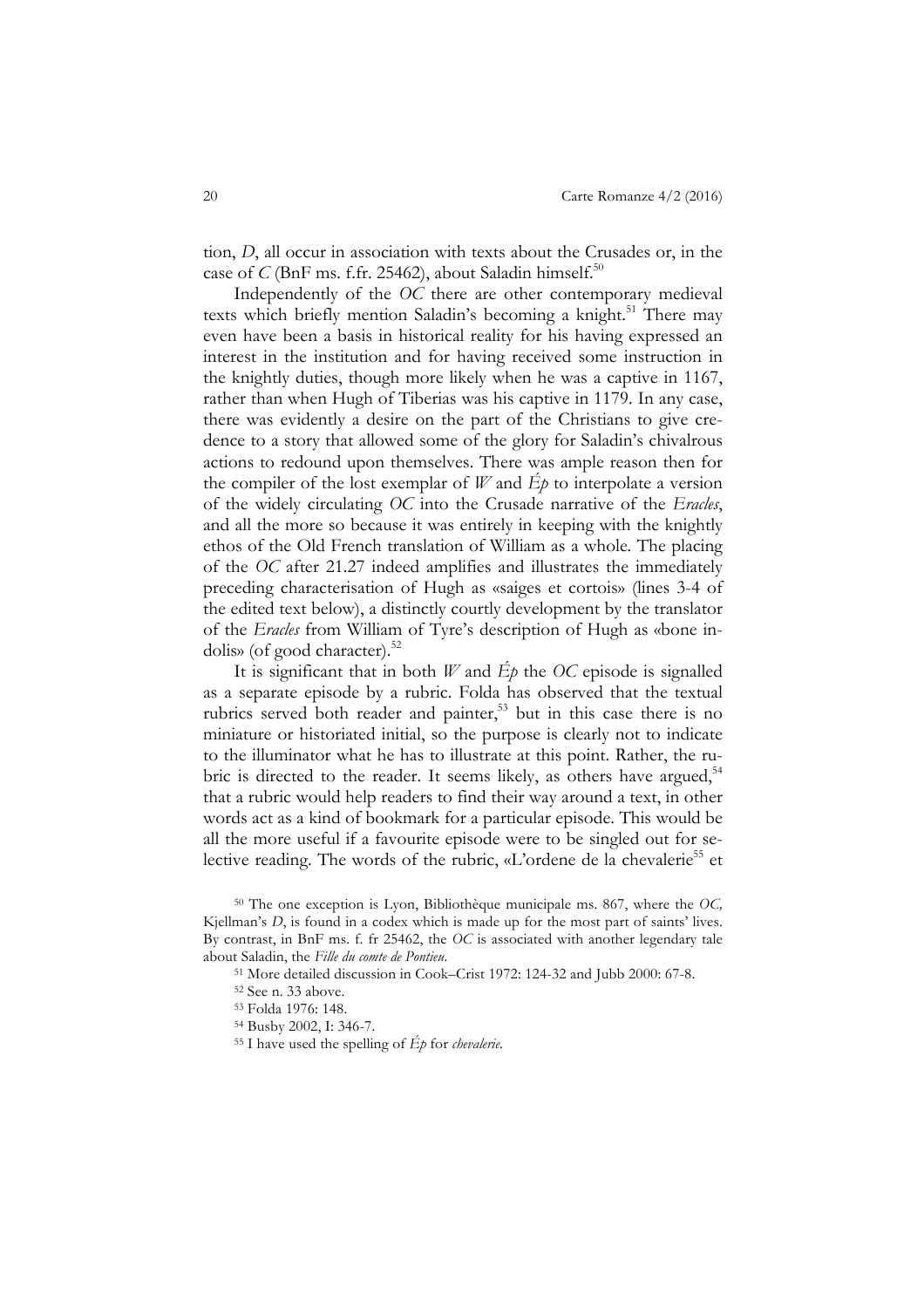tion, *D*, all occur in association with texts about the Crusades or, in the case of *C* (BnF ms. f.fr. 25462), about Saladin himself.[50]

Independently of the *OC* there are other contemporary medieval texts which briefly mention Saladin's becoming a knight.[51] There may even have been a basis in historical reality for his having expressed an interest in the institution and for having received some instruction in the knightly duties, though more likely when he was a captive in 1167, rather than when Hugh of Tiberias was his captive in 1179. In any case, there was evidently a desire on the part of the Christians to give credence to a story that allowed some of the glory for Saladin's chivalrous actions to redound upon themselves. There was ample reason then for the compiler of the lost exemplar of *W* and *Ép* to interpolate a version of the widely circulating *OC* into the Crusade narrative of the *Eracles*, and all the more so because it was entirely in keeping with the knightly ethos of the Old French translation of William as a whole. The placing of the *OC* after 21.27 indeed amplifies and illustrates the immediately preceding characterisation of Hugh as «saiges et cortois» (lines 3-4 of the edited text below), a distinctly courtly development by the translator of the *Eracles* from William of Tyre's description of Hugh as «bone indolis» (of good character).[52]

It is significant that in both *W* and *Ép* the *OC* episode is signalled as a separate episode by a rubric. Folda has observed that the textual rubrics served both reader and painter,[53] but in this case there is no miniature or historiated initial, so the purpose is clearly not to indicate to the illuminator what he has to illustrate at this point. Rather, the rubric is directed to the reader. It seems likely, as others have argued,[54] that a rubric would help readers to find their way around a text, in other words act as a kind of bookmark for a particular episode. This would be all the more useful if a favourite episode were to be singled out for selective reading. The words of the rubric, «L'ordene de la chevalerie[55] et

---

[50] The one exception is Lyon, Bibliothèque municipale ms. 867, where the *OC*, Kjellman's *D*, is found in a codex which is made up for the most part of saints' lives. By contrast, in BnF ms. f. fr 25462, the *OC* is associated with another legendary tale about Saladin, the *Fille du comte de Pontieu*.

[51] More detailed discussion in Cook–Crist 1972: 124-32 and Jubb 2000: 67-8.

[52] See n. 33 above.

[53] Folda 1976: 148.

[54] Busby 2002, I: 346-7.

[55] I have used the spelling of *Ép* for *chevalerie*.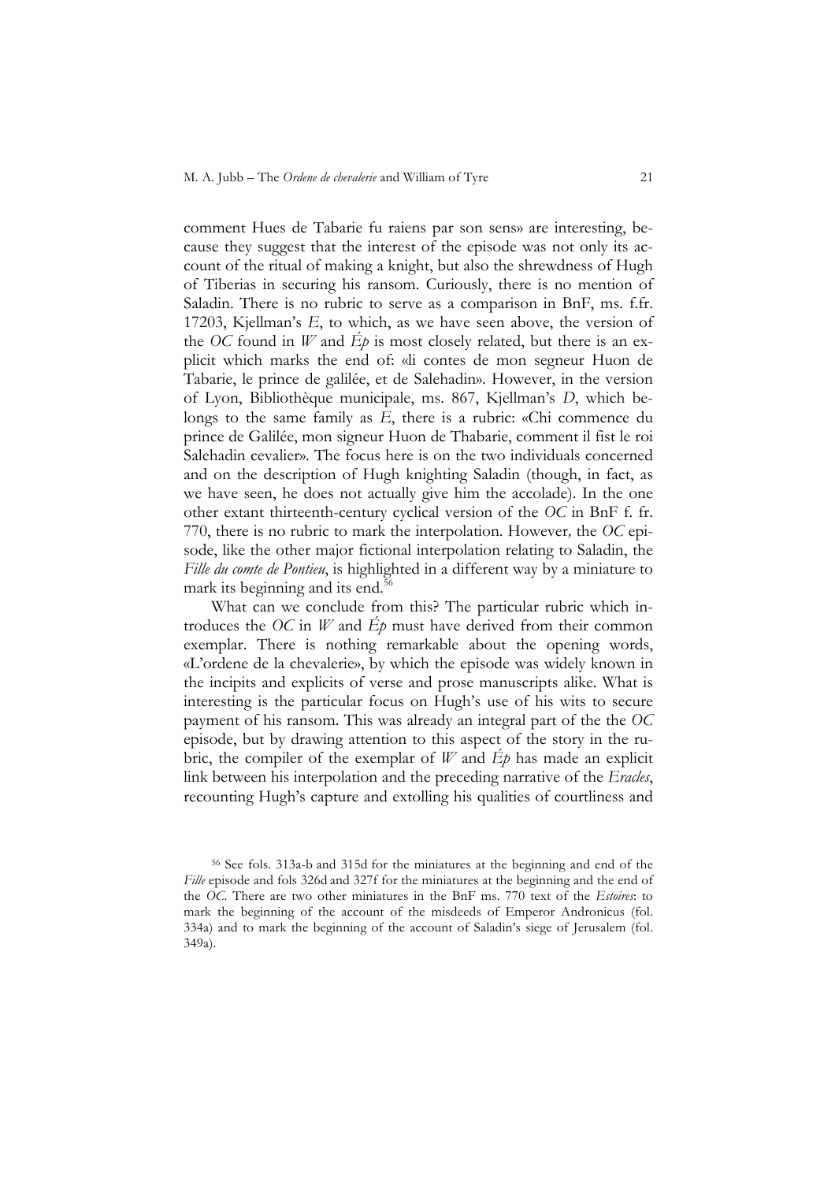comment Hues de Tabarie fu raiens par son sens» are interesting, because they suggest that the interest of the episode was not only its account of the ritual of making a knight, but also the shrewdness of Hugh of Tiberias in securing his ransom. Curiously, there is no mention of Saladin. There is no rubric to serve as a comparison in BnF, ms. f.fr. 17203, Kjellman's *E*, to which, as we have seen above, the version of the *OC* found in *W* and *Ép* is most closely related, but there is an explicit which marks the end of: «li contes de mon segneur Huon de Tabarie, le prince de galilée, et de Salehadin». However, in the version of Lyon, Bibliothèque municipale, ms. 867, Kjellman's *D*, which belongs to the same family as *E*, there is a rubric: «Chi commence du prince de Galilée, mon signeur Huon de Thabarie, comment il fist le roi Salehadin cevalier». The focus here is on the two individuals concerned and on the description of Hugh knighting Saladin (though, in fact, as we have seen, he does not actually give him the accolade). In the one other extant thirteenth-century cyclical version of the *OC* in BnF f. fr. 770, there is no rubric to mark the interpolation. However, the *OC* episode, like the other major fictional interpolation relating to Saladin, the *Fille du comte de Pontieu*, is highlighted in a different way by a miniature to mark its beginning and its end.[56]

What can we conclude from this? The particular rubric which introduces the *OC* in *W* and *Ép* must have derived from their common exemplar. There is nothing remarkable about the opening words, «L'ordene de la chevalerie», by which the episode was widely known in the incipits and explicits of verse and prose manuscripts alike. What is interesting is the particular focus on Hugh's use of his wits to secure payment of his ransom. This was already an integral part of the the *OC* episode, but by drawing attention to this aspect of the story in the rubric, the compiler of the exemplar of *W* and *Ép* has made an explicit link between his interpolation and the preceding narrative of the *Eracles*, recounting Hugh's capture and extolling his qualities of courtliness and

[56] See fols. 313a-b and 315d for the miniatures at the beginning and end of the *Fille* episode and fols 326d and 327f for the miniatures at the beginning and the end of the *OC*. There are two other miniatures in the BnF ms. 770 text of the *Estoires*: to mark the beginning of the account of the misdeeds of Emperor Andronicus (fol. 334a) and to mark the beginning of the account of Saladin's siege of Jerusalem (fol. 349a).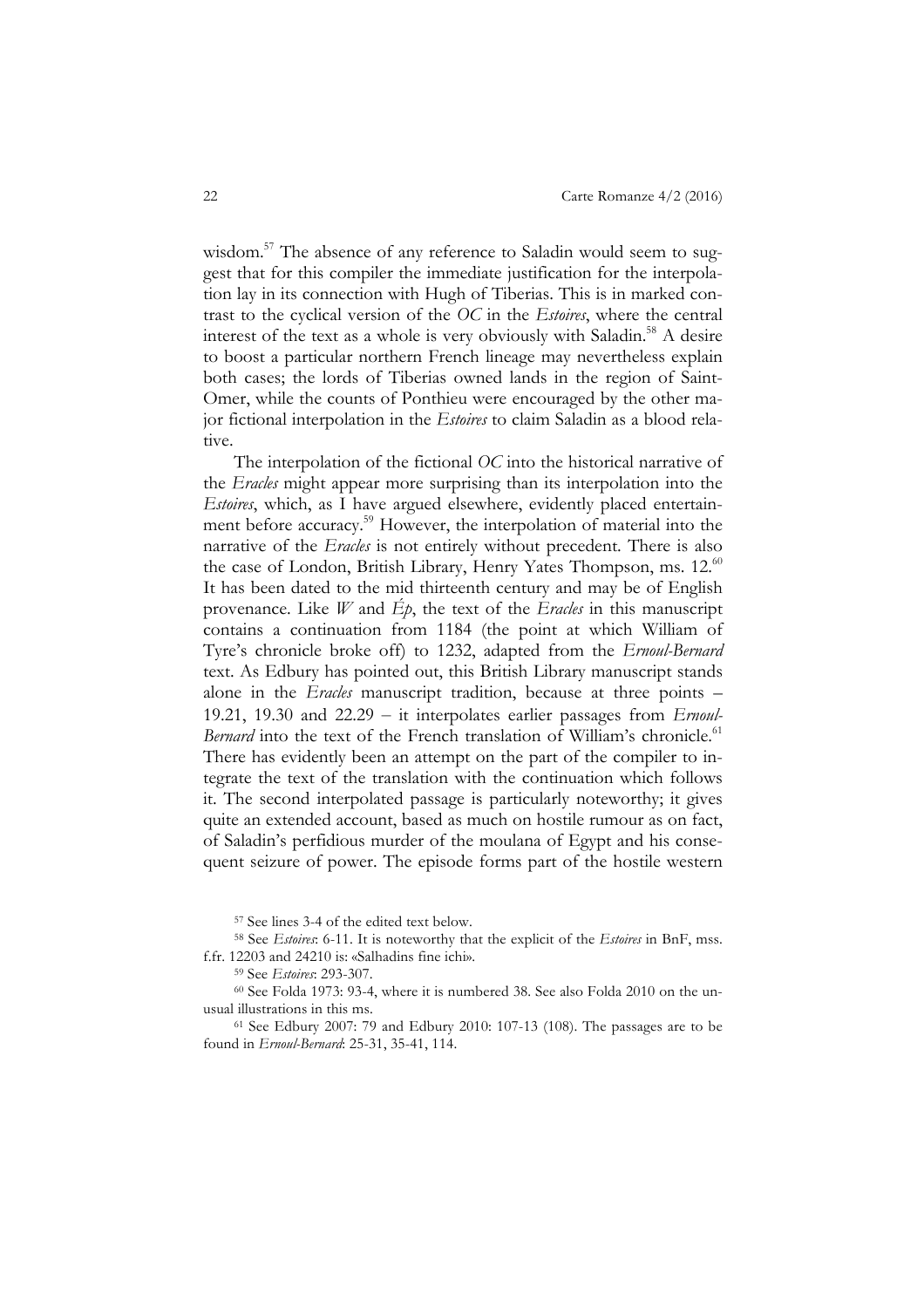wisdom.[57] The absence of any reference to Saladin would seem to suggest that for this compiler the immediate justification for the interpolation lay in its connection with Hugh of Tiberias. This is in marked contrast to the cyclical version of the *OC* in the *Estoires*, where the central interest of the text as a whole is very obviously with Saladin.[58] A desire to boost a particular northern French lineage may nevertheless explain both cases; the lords of Tiberias owned lands in the region of Saint-Omer, while the counts of Ponthieu were encouraged by the other major fictional interpolation in the *Estoires* to claim Saladin as a blood relative.

The interpolation of the fictional *OC* into the historical narrative of the *Eracles* might appear more surprising than its interpolation into the *Estoires*, which, as I have argued elsewhere, evidently placed entertainment before accuracy.[59] However, the interpolation of material into the narrative of the *Eracles* is not entirely without precedent. There is also the case of London, British Library, Henry Yates Thompson, ms. 12.[60] It has been dated to the mid thirteenth century and may be of English provenance. Like *W* and *Ép*, the text of the *Eracles* in this manuscript contains a continuation from 1184 (the point at which William of Tyre's chronicle broke off) to 1232, adapted from the *Ernoul-Bernard* text. As Edbury has pointed out, this British Library manuscript stands alone in the *Eracles* manuscript tradition, because at three points – 19.21, 19.30 and 22.29 – it interpolates earlier passages from *Ernoul-Bernard* into the text of the French translation of William's chronicle.[61] There has evidently been an attempt on the part of the compiler to integrate the text of the translation with the continuation which follows it. The second interpolated passage is particularly noteworthy; it gives quite an extended account, based as much on hostile rumour as on fact, of Saladin's perfidious murder of the moulana of Egypt and his consequent seizure of power. The episode forms part of the hostile western

[57] See lines 3-4 of the edited text below.

[58] See *Estoires*: 6-11. It is noteworthy that the explicit of the *Estoires* in BnF, mss. f.fr. 12203 and 24210 is: «Salhadins fine ichi».

[59] See *Estoires*: 293-307.

[60] See Folda 1973: 93-4, where it is numbered 38. See also Folda 2010 on the unusual illustrations in this ms.

[61] See Edbury 2007: 79 and Edbury 2010: 107-13 (108). The passages are to be found in *Ernoul-Bernard*: 25-31, 35-41, 114.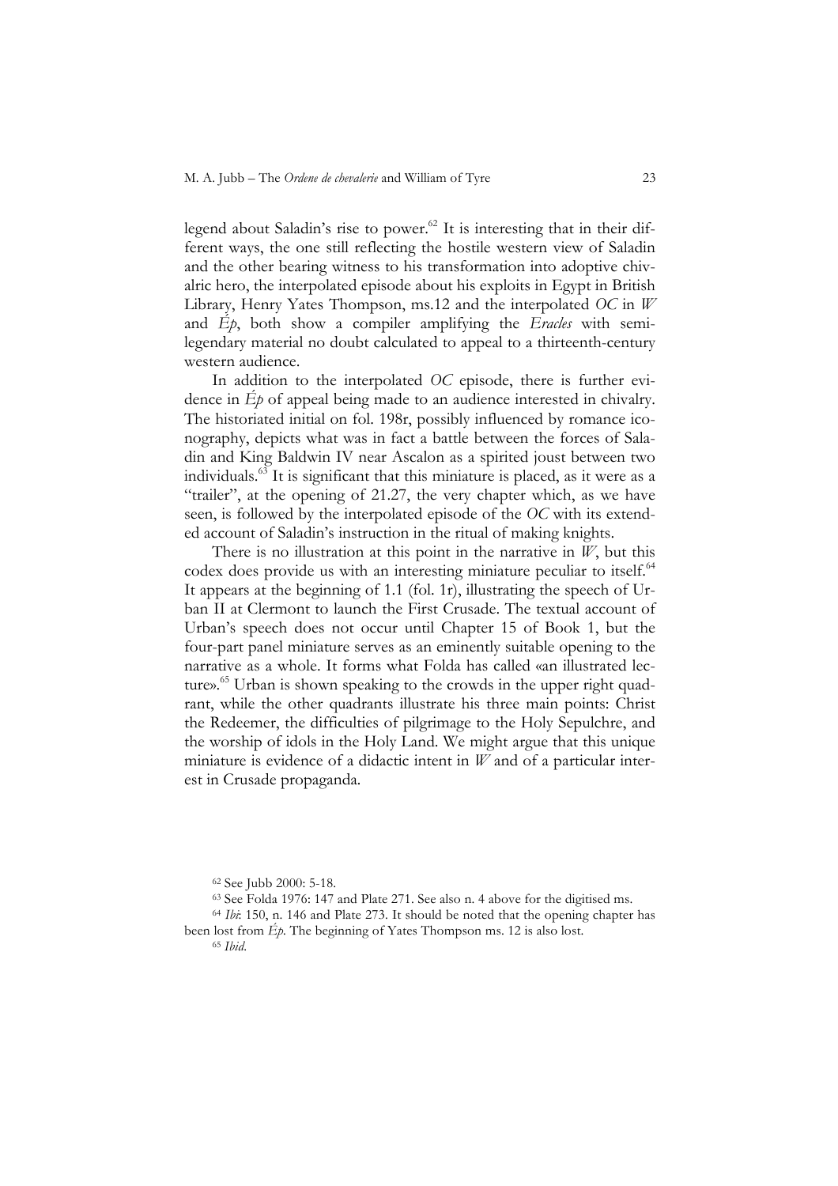legend about Saladin's rise to power.[62] It is interesting that in their different ways, the one still reflecting the hostile western view of Saladin and the other bearing witness to his transformation into adoptive chivalric hero, the interpolated episode about his exploits in Egypt in British Library, Henry Yates Thompson, ms.12 and the interpolated *OC* in *W* and *Ép*, both show a compiler amplifying the *Eracles* with semi-legendary material no doubt calculated to appeal to a thirteenth-century western audience.

In addition to the interpolated *OC* episode, there is further evidence in *Ép* of appeal being made to an audience interested in chivalry. The historiated initial on fol. 198r, possibly influenced by romance iconography, depicts what was in fact a battle between the forces of Saladin and King Baldwin IV near Ascalon as a spirited joust between two individuals.[63] It is significant that this miniature is placed, as it were as a "trailer", at the opening of 21.27, the very chapter which, as we have seen, is followed by the interpolated episode of the *OC* with its extended account of Saladin's instruction in the ritual of making knights.

There is no illustration at this point in the narrative in *W*, but this codex does provide us with an interesting miniature peculiar to itself.[64] It appears at the beginning of 1.1 (fol. 1r), illustrating the speech of Urban II at Clermont to launch the First Crusade. The textual account of Urban's speech does not occur until Chapter 15 of Book 1, but the four-part panel miniature serves as an eminently suitable opening to the narrative as a whole. It forms what Folda has called «an illustrated lecture».[65] Urban is shown speaking to the crowds in the upper right quadrant, while the other quadrants illustrate his three main points: Christ the Redeemer, the difficulties of pilgrimage to the Holy Sepulchre, and the worship of idols in the Holy Land. We might argue that this unique miniature is evidence of a didactic intent in *W* and of a particular interest in Crusade propaganda.

[62] See Jubb 2000: 5-18.

[63] See Folda 1976: 147 and Plate 271. See also n. 4 above for the digitised ms.

[64] *Ibi*: 150, n. 146 and Plate 273. It should be noted that the opening chapter has been lost from *Ép*. The beginning of Yates Thompson ms. 12 is also lost.

[65] *Ibid*.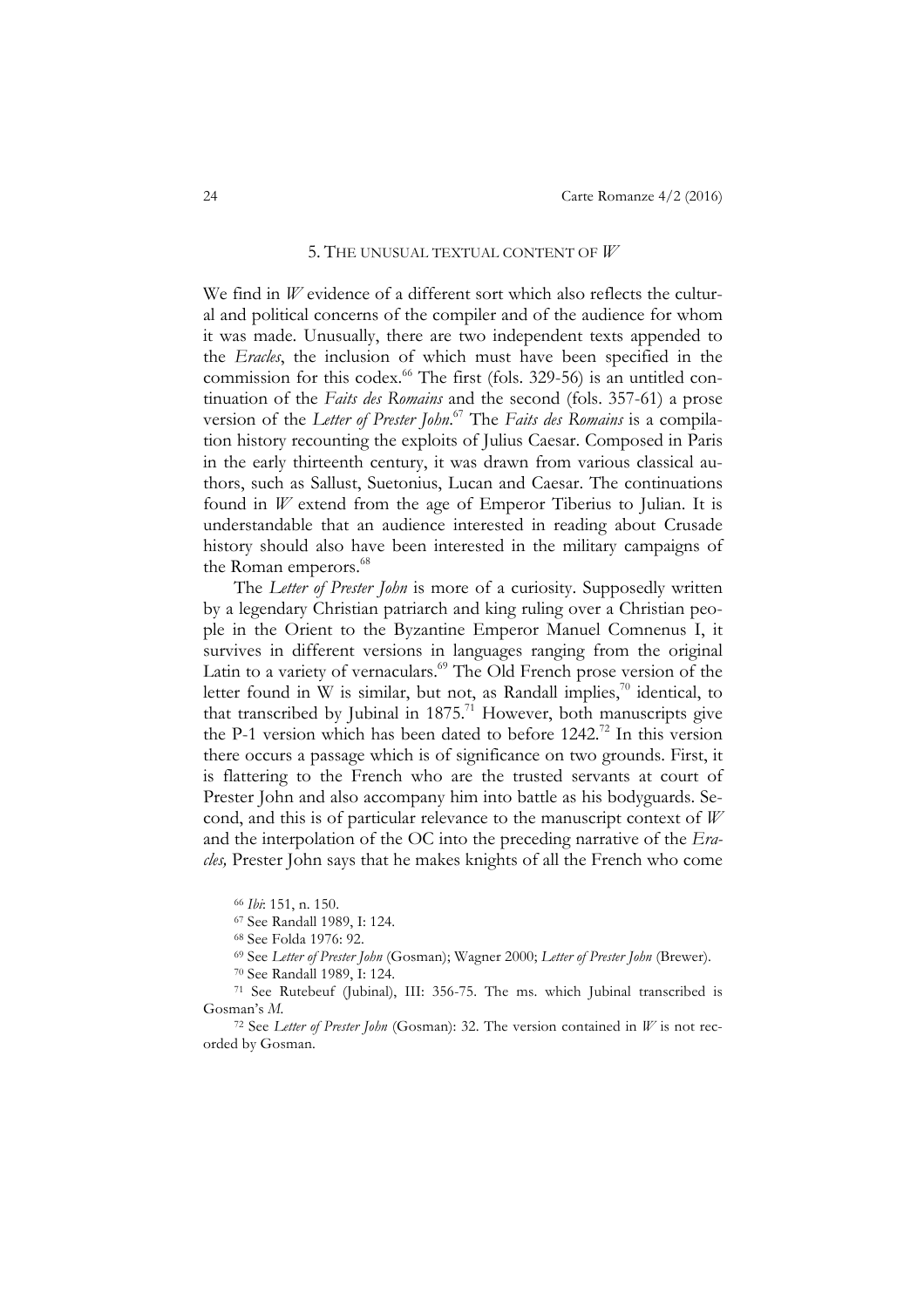## 5. The unusual textual content of *W*

We find in *W* evidence of a different sort which also reflects the cultural and political concerns of the compiler and of the audience for whom it was made. Unusually, there are two independent texts appended to the *Eracles*, the inclusion of which must have been specified in the commission for this codex.[66] The first (fols. 329-56) is an untitled continuation of the *Faits des Romains* and the second (fols. 357-61) a prose version of the *Letter of Prester John*.[67] The *Faits des Romains* is a compilation history recounting the exploits of Julius Caesar. Composed in Paris in the early thirteenth century, it was drawn from various classical authors, such as Sallust, Suetonius, Lucan and Caesar. The continuations found in *W* extend from the age of Emperor Tiberius to Julian. It is understandable that an audience interested in reading about Crusade history should also have been interested in the military campaigns of the Roman emperors.[68]

The *Letter of Prester John* is more of a curiosity. Supposedly written by a legendary Christian patriarch and king ruling over a Christian people in the Orient to the Byzantine Emperor Manuel Comnenus I, it survives in different versions in languages ranging from the original Latin to a variety of vernaculars.[69] The Old French prose version of the letter found in W is similar, but not, as Randall implies,[70] identical, to that transcribed by Jubinal in 1875.[71] However, both manuscripts give the P-1 version which has been dated to before 1242.[72] In this version there occurs a passage which is of significance on two grounds. First, it is flattering to the French who are the trusted servants at court of Prester John and also accompany him into battle as his bodyguards. Second, and this is of particular relevance to the manuscript context of *W* and the interpolation of the OC into the preceding narrative of the *Eracles,* Prester John says that he makes knights of all the French who come

[66] *Ibi*: 151, n. 150.

[67] See Randall 1989, I: 124.

[68] See Folda 1976: 92.

[69] See *Letter of Prester John* (Gosman); Wagner 2000; *Letter of Prester John* (Brewer).

[70] See Randall 1989, I: 124.

[71] See Rutebeuf (Jubinal), III: 356-75. The ms. which Jubinal transcribed is Gosman's *M.*

[72] See *Letter of Prester John* (Gosman): 32. The version contained in *W* is not recorded by Gosman.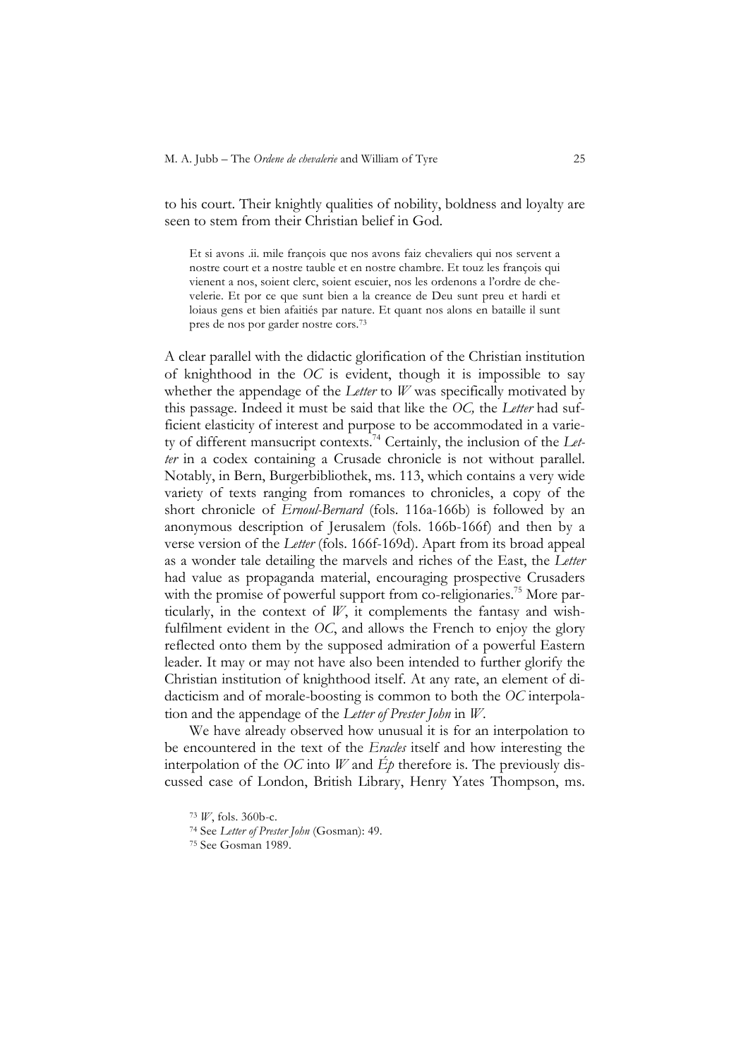to his court. Their knightly qualities of nobility, boldness and loyalty are seen to stem from their Christian belief in God.

> Et si avons .ii. mile françois que nos avons faiz chevaliers qui nos servent a nostre court et a nostre tauble et en nostre chambre. Et touz les françois qui vienent a nos, soient clerc, soient escuier, nos les ordenons a l'ordre de chevelerie. Et por ce que sunt bien a la creance de Deu sunt preu et hardi et loiaus gens et bien afaitiés par nature. Et quant nos alons en bataille il sunt pres de nos por garder nostre cors.[73]

A clear parallel with the didactic glorification of the Christian institution of knighthood in the *OC* is evident, though it is impossible to say whether the appendage of the *Letter* to *W* was specifically motivated by this passage. Indeed it must be said that like the *OC,* the *Letter* had sufficient elasticity of interest and purpose to be accommodated in a variety of different mansucript contexts.[74] Certainly, the inclusion of the *Letter* in a codex containing a Crusade chronicle is not without parallel. Notably, in Bern, Burgerbibliothek, ms. 113, which contains a very wide variety of texts ranging from romances to chronicles, a copy of the short chronicle of *Ernoul-Bernard* (fols. 116a-166b) is followed by an anonymous description of Jerusalem (fols. 166b-166f) and then by a verse version of the *Letter* (fols. 166f-169d). Apart from its broad appeal as a wonder tale detailing the marvels and riches of the East, the *Letter* had value as propaganda material, encouraging prospective Crusaders with the promise of powerful support from co-religionaries.[75] More particularly, in the context of *W*, it complements the fantasy and wish-fulfilment evident in the *OC*, and allows the French to enjoy the glory reflected onto them by the supposed admiration of a powerful Eastern leader. It may or may not have also been intended to further glorify the Christian institution of knighthood itself. At any rate, an element of didacticism and of morale-boosting is common to both the *OC* interpolation and the appendage of the *Letter of Prester John* in *W*.

We have already observed how unusual it is for an interpolation to be encountered in the text of the *Eracles* itself and how interesting the interpolation of the *OC* into *W* and *Ép* therefore is. The previously discussed case of London, British Library, Henry Yates Thompson, ms.

---

[73] *W*, fols. 360b-c.

[74] See *Letter of Prester John* (Gosman): 49.

[75] See Gosman 1989.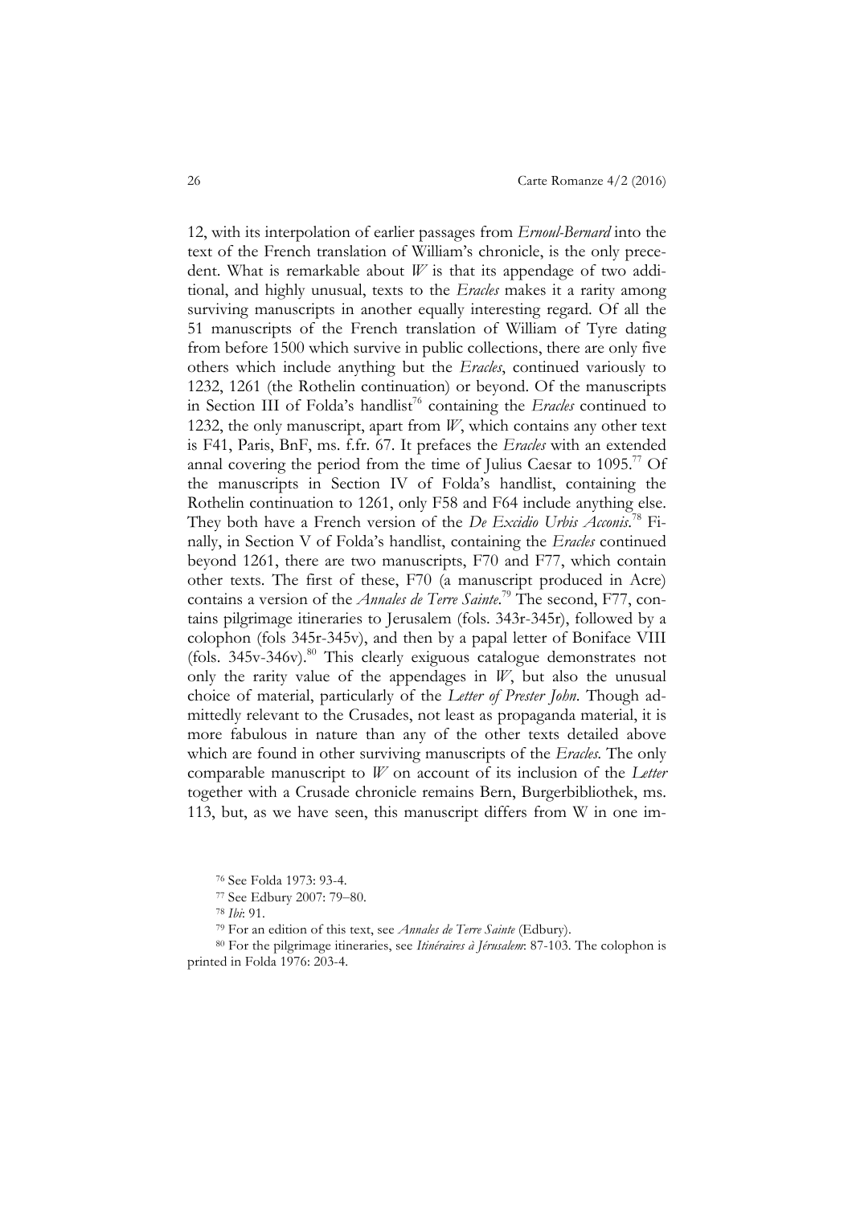12, with its interpolation of earlier passages from *Ernoul-Bernard* into the text of the French translation of William's chronicle, is the only precedent. What is remarkable about *W* is that its appendage of two additional, and highly unusual, texts to the *Eracles* makes it a rarity among surviving manuscripts in another equally interesting regard. Of all the 51 manuscripts of the French translation of William of Tyre dating from before 1500 which survive in public collections, there are only five others which include anything but the *Eracles*, continued variously to 1232, 1261 (the Rothelin continuation) or beyond. Of the manuscripts in Section III of Folda's handlist[76] containing the *Eracles* continued to 1232, the only manuscript, apart from *W*, which contains any other text is F41, Paris, BnF, ms. f.fr. 67. It prefaces the *Eracles* with an extended annal covering the period from the time of Julius Caesar to 1095.[77] Of the manuscripts in Section IV of Folda's handlist, containing the Rothelin continuation to 1261, only F58 and F64 include anything else. They both have a French version of the *De Excidio Urbis Acconis*.[78] Finally, in Section V of Folda's handlist, containing the *Eracles* continued beyond 1261, there are two manuscripts, F70 and F77, which contain other texts. The first of these, F70 (a manuscript produced in Acre) contains a version of the *Annales de Terre Sainte*.[79] The second, F77, contains pilgrimage itineraries to Jerusalem (fols. 343r-345r), followed by a colophon (fols 345r-345v), and then by a papal letter of Boniface VIII (fols. 345v-346v).[80] This clearly exiguous catalogue demonstrates not only the rarity value of the appendages in *W*, but also the unusual choice of material, particularly of the *Letter of Prester John*. Though admittedly relevant to the Crusades, not least as propaganda material, it is more fabulous in nature than any of the other texts detailed above which are found in other surviving manuscripts of the *Eracles*. The only comparable manuscript to *W* on account of its inclusion of the *Letter* together with a Crusade chronicle remains Bern, Burgerbibliothek, ms. 113, but, as we have seen, this manuscript differs from W in one im-

[76] See Folda 1973: 93-4.

[77] See Edbury 2007: 79–80.

[78] *Ibi*: 91.

[79] For an edition of this text, see *Annales de Terre Sainte* (Edbury).

[80] For the pilgrimage itineraries, see *Itinéraires à Jérusalem*: 87-103. The colophon is printed in Folda 1976: 203-4.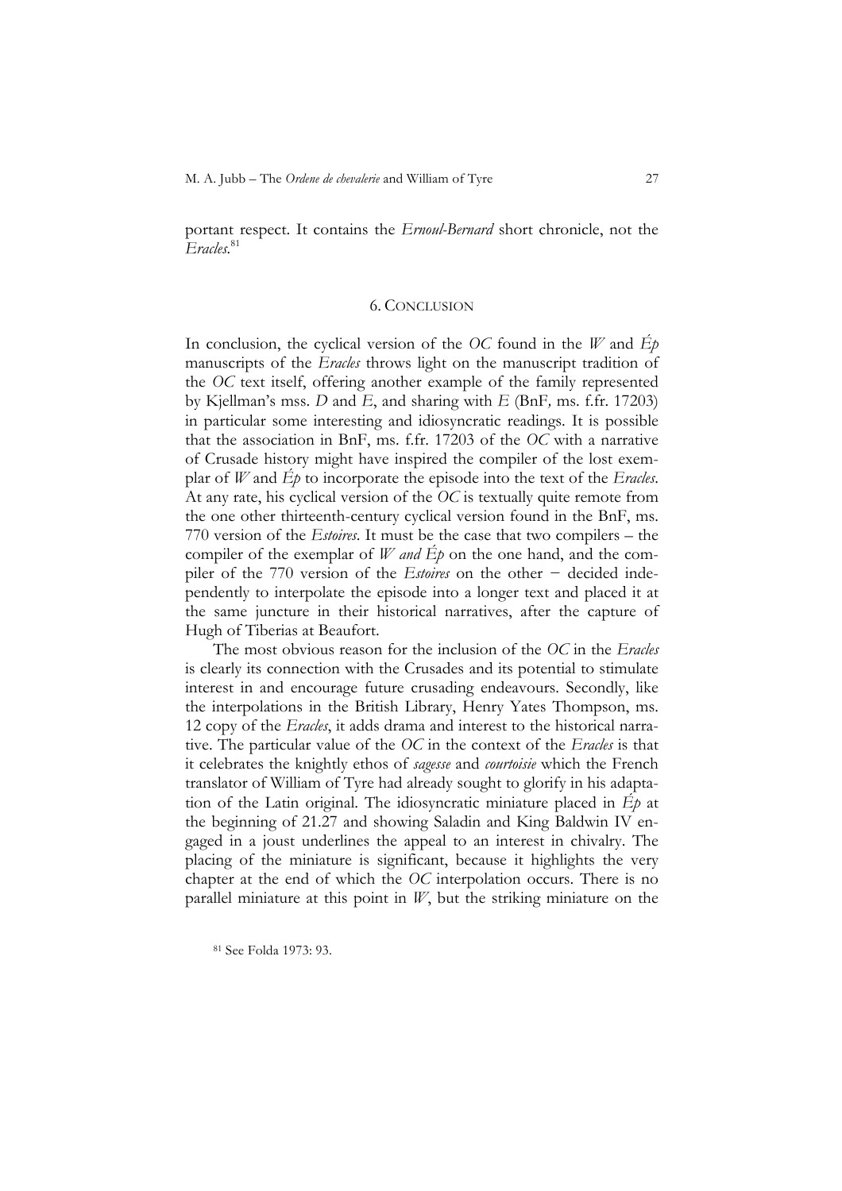portant respect. It contains the *Ernoul-Bernard* short chronicle, not the *Eracles*.[81]

## 6. Conclusion

In conclusion, the cyclical version of the *OC* found in the *W* and *Ép* manuscripts of the *Eracles* throws light on the manuscript tradition of the *OC* text itself, offering another example of the family represented by Kjellman's mss. *D* and *E*, and sharing with *E* (BnF*,* ms. f.fr. 17203) in particular some interesting and idiosyncratic readings. It is possible that the association in BnF, ms. f.fr. 17203 of the *OC* with a narrative of Crusade history might have inspired the compiler of the lost exemplar of *W* and *Ép* to incorporate the episode into the text of the *Eracles*. At any rate, his cyclical version of the *OC* is textually quite remote from the one other thirteenth-century cyclical version found in the BnF, ms. 770 version of the *Estoires*. It must be the case that two compilers – the compiler of the exemplar of *W and Ép* on the one hand, and the compiler of the 770 version of the *Estoires* on the other − decided independently to interpolate the episode into a longer text and placed it at the same juncture in their historical narratives, after the capture of Hugh of Tiberias at Beaufort.

The most obvious reason for the inclusion of the *OC* in the *Eracles* is clearly its connection with the Crusades and its potential to stimulate interest in and encourage future crusading endeavours. Secondly, like the interpolations in the British Library, Henry Yates Thompson, ms. 12 copy of the *Eracles*, it adds drama and interest to the historical narrative. The particular value of the *OC* in the context of the *Eracles* is that it celebrates the knightly ethos of *sagesse* and *courtoisie* which the French translator of William of Tyre had already sought to glorify in his adaptation of the Latin original. The idiosyncratic miniature placed in *Ép* at the beginning of 21.27 and showing Saladin and King Baldwin IV engaged in a joust underlines the appeal to an interest in chivalry. The placing of the miniature is significant, because it highlights the very chapter at the end of which the *OC* interpolation occurs. There is no parallel miniature at this point in *W*, but the striking miniature on the

[81] See Folda 1973: 93.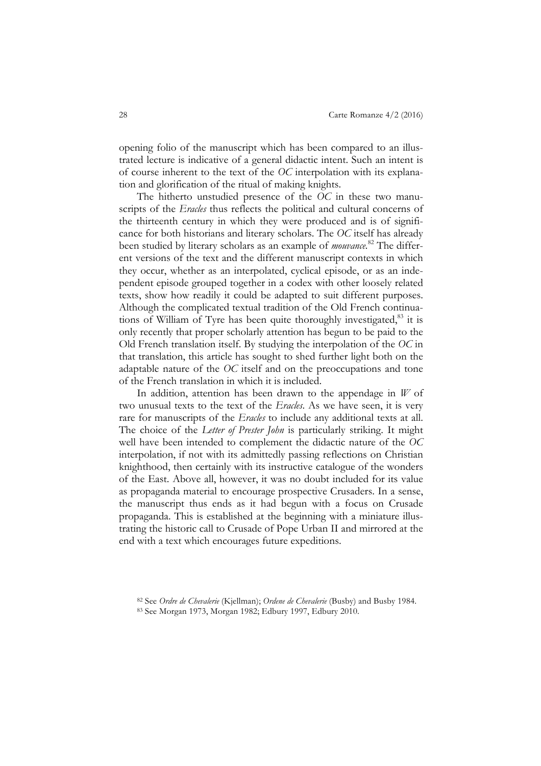opening folio of the manuscript which has been compared to an illustrated lecture is indicative of a general didactic intent. Such an intent is of course inherent to the text of the *OC* interpolation with its explanation and glorification of the ritual of making knights.

The hitherto unstudied presence of the *OC* in these two manuscripts of the *Eracles* thus reflects the political and cultural concerns of the thirteenth century in which they were produced and is of significance for both historians and literary scholars. The *OC* itself has already been studied by literary scholars as an example of *mouvance*.[82] The different versions of the text and the different manuscript contexts in which they occur, whether as an interpolated, cyclical episode, or as an independent episode grouped together in a codex with other loosely related texts, show how readily it could be adapted to suit different purposes. Although the complicated textual tradition of the Old French continuations of William of Tyre has been quite thoroughly investigated,[83] it is only recently that proper scholarly attention has begun to be paid to the Old French translation itself. By studying the interpolation of the *OC* in that translation, this article has sought to shed further light both on the adaptable nature of the *OC* itself and on the preoccupations and tone of the French translation in which it is included.

In addition, attention has been drawn to the appendage in *W* of two unusual texts to the text of the *Eracles*. As we have seen, it is very rare for manuscripts of the *Eracles* to include any additional texts at all. The choice of the *Letter of Prester John* is particularly striking. It might well have been intended to complement the didactic nature of the *OC* interpolation, if not with its admittedly passing reflections on Christian knighthood, then certainly with its instructive catalogue of the wonders of the East. Above all, however, it was no doubt included for its value as propaganda material to encourage prospective Crusaders. In a sense, the manuscript thus ends as it had begun with a focus on Crusade propaganda. This is established at the beginning with a miniature illustrating the historic call to Crusade of Pope Urban II and mirrored at the end with a text which encourages future expeditions.

[82] See *Ordre de Chevalerie* (Kjellman); *Ordene de Chevalerie* (Busby) and Busby 1984.

[83] See Morgan 1973, Morgan 1982; Edbury 1997, Edbury 2010.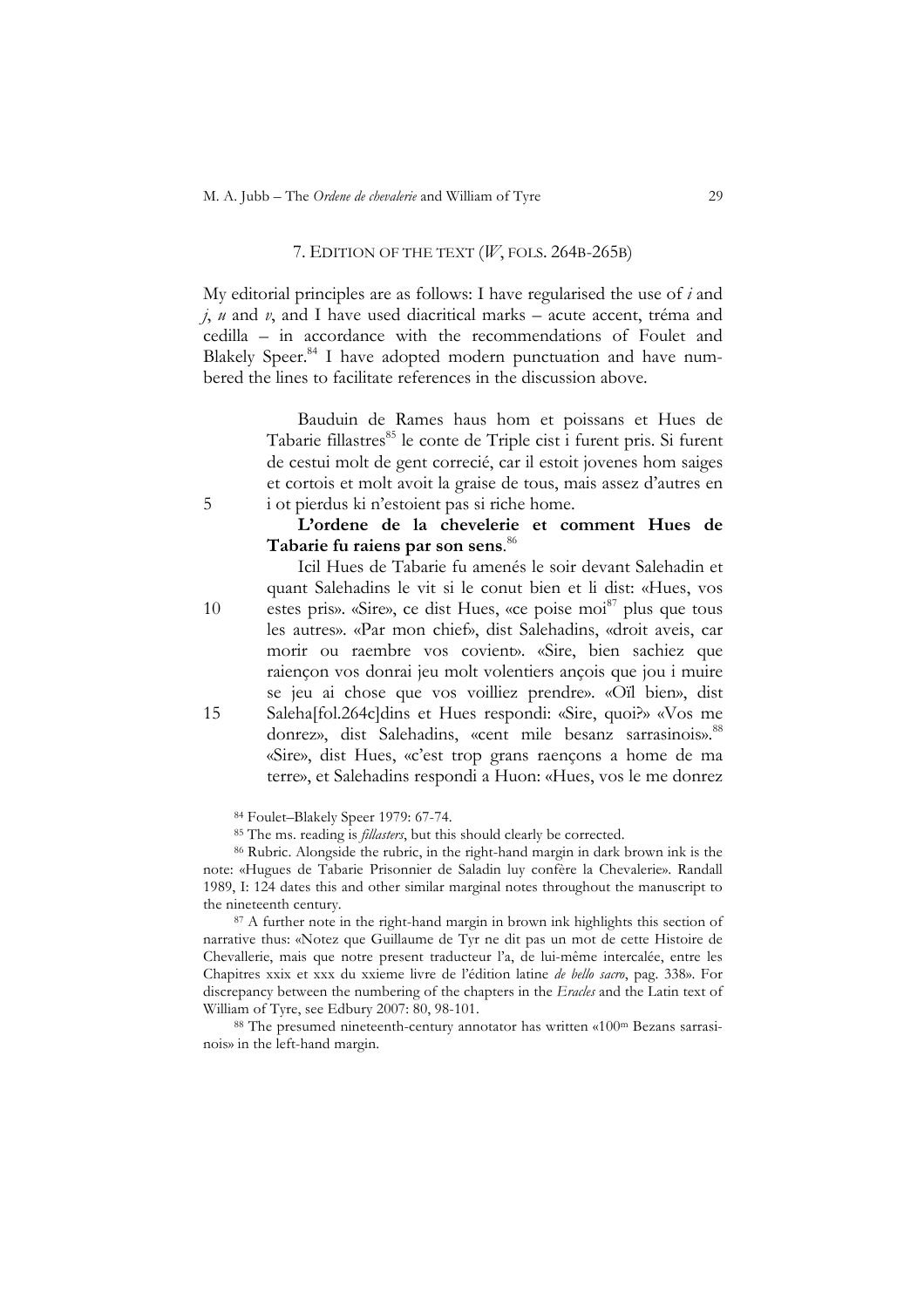## 7. EDITION OF THE TEXT (*W*, FOLS. 264B-265B)

My editorial principles are as follows: I have regularised the use of *i* and *j*, *u* and *v*, and I have used diacritical marks – acute accent, tréma and cedilla – in accordance with the recommendations of Foulet and Blakely Speer.[84] I have adopted modern punctuation and have numbered the lines to facilitate references in the discussion above.

Bauduin de Rames haus hom et poissans et Hues de Tabarie fillastres[85] le conte de Triple cist i furent pris. Si furent de cestui molt de gent correcié, car il estoit jovenes hom saiges et cortois et molt avoit la graise de tous, mais assez d'autres en
5 i ot pierdus ki n'estoient pas si riche home.

**L'ordene de la chevelerie et comment Hues de Tabarie fu raiens par son sens**.[86]

Icil Hues de Tabarie fu amenés le soir devant Salehadin et quant Salehadins le vit si le conut bien et li dist: «Hues, vos
10 estes pris». «Sire», ce dist Hues, «ce poise moi[87] plus que tous les autres». «Par mon chief», dist Salehadins, «droit aveis, car morir ou raembre vos covient». «Sire, bien sachiez que raiençon vos donrai jeu molt volentiers ançois que jou i muire se jeu ai chose que vos voilliez prendre». «Oïl bien», dist
15 Saleha[fol.264c]dins et Hues respondi: «Sire, quoi?» «Vos me donrez», dist Salehadins, «cent mile besanz sarrasinois».[88] «Sire», dist Hues, «c'est trop grans raençons a home de ma terre», et Salehadins respondi a Huon: «Hues, vos le me donrez

[84] Foulet–Blakely Speer 1979: 67-74.

[85] The ms. reading is *fillasters*, but this should clearly be corrected.

[86] Rubric. Alongside the rubric, in the right-hand margin in dark brown ink is the note: «Hugues de Tabarie Prisonnier de Saladin luy confère la Chevalerie». Randall 1989, I: 124 dates this and other similar marginal notes throughout the manuscript to the nineteenth century.

[87] A further note in the right-hand margin in brown ink highlights this section of narrative thus: «Notez que Guillaume de Tyr ne dit pas un mot de cette Histoire de Chevallerie, mais que notre present traducteur l'a, de lui-même intercalée, entre les Chapitres xxix et xxx du xxieme livre de l'édition latine *de bello sacro*, pag. 338». For discrepancy between the numbering of the chapters in the *Eracles* and the Latin text of William of Tyre, see Edbury 2007: 80, 98-101.

[88] The presumed nineteenth-century annotator has written «100m Bezans sarrasinois» in the left-hand margin.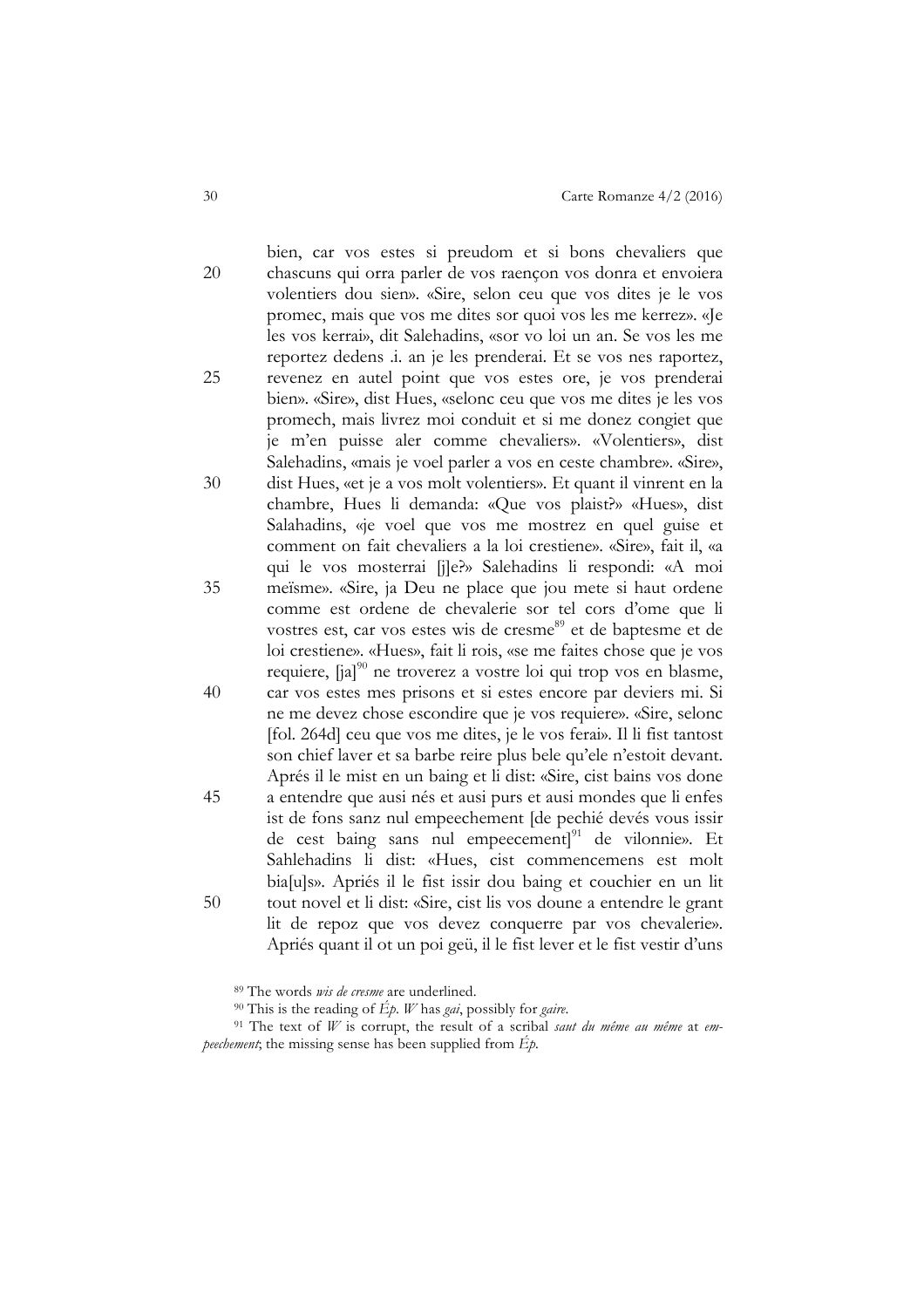bien, car vos estes si preudom et si bons chevaliers que chascuns qui orra parler de vos raençon vos donra et envoiera volentiers dou sien». «Sire, selon ceu que vos dites je le vos promec, mais que vos me dites sor quoi vos les me kerrez». «Je les vos kerrai», dit Salehadins, «sor vo loi un an. Se vos les me reportez dedens .i. an je les prenderai. Et se vos nes raportez, revenez en autel point que vos estes ore, je vos prenderai bien». «Sire», dist Hues, «selonc ceu que vos me dites je les vos promech, mais livrez moi conduit et si me donez congiet que je m'en puisse aler comme chevaliers». «Volentiers», dist Salehadins, «mais je voel parler a vos en ceste chambre». «Sire», dist Hues, «et je a vos molt volentiers». Et quant il vinrent en la chambre, Hues li demanda: «Que vos plaist?» «Hues», dist Salahadins, «je voel que vos me mostrez en quel guise et comment on fait chevaliers a la loi crestiene». «Sire», fait il, «a qui le vos mosterrai [j]e?» Salehadins li respondi: «A moi meïsme». «Sire, ja Deu ne place que jou mete si haut ordene comme est ordene de chevalerie sor tel cors d'ome que li vostres est, car vos estes wis de cresme[89] et de baptesme et de loi crestiene». «Hues», fait li rois, «se me faites chose que je vos requiere, [ja][90] ne troverez a vostre loi qui trop vos en blasme, car vos estes mes prisons et si estes encore par deviers mi. Si ne me devez chose escondire que je vos requiere». «Sire, selonc [fol. 264d] ceu que vos me dites, je le vos ferai». Il li fist tantost son chief laver et sa barbe reire plus bele qu'ele n'estoit devant. Aprés il le mist en un baing et li dist: «Sire, cist bains vos done a entendre que ausi nés et ausi purs et ausi mondes que li enfes ist de fons sanz nul empeechement [de pechié devés vous issir de cest baing sans nul empeecement][91] de vilonnie». Et Sahlehadins li dist: «Hues, cist commencemens est molt bia[u]s». Apriés il le fist issir dou baing et couchier en un lit tout novel et li dist: «Sire, cist lis vos doune a entendre le grant lit de repoz que vos devez conquerre par vos chevalerie». Apriés quant il ot un poi geü, il le fist lever et le fist vestir d'uns

[89] The words *wis de cresme* are underlined.

[90] This is the reading of *Ép*. *W* has *gai*, possibly for *gaire*.

[91] The text of *W* is corrupt, the result of a scribal *saut du même au même* at *empeechement*; the missing sense has been supplied from *Ép*.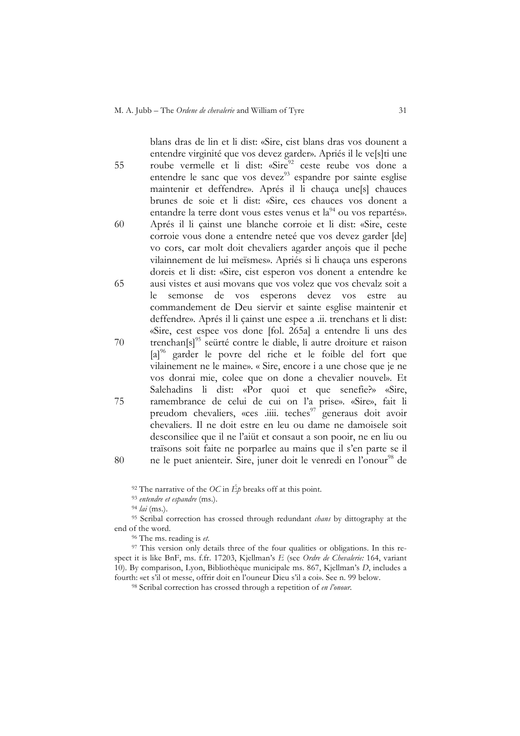blans dras de lin et li dist: «Sire, cist blans dras vos dounent a entendre virginité que vos devez garder». Apriés il le ve[s]ti une
55 roube vermelle et li dist: «Sire[92] ceste reube vos done a entendre le sanc que vos devez[93] espandre por sainte esglise maintenir et deffendre». Aprés il li chauça une[s] chauces brunes de soie et li dist: «Sire, ces chauces vos donent a entandre la terre dont vous estes venus et la[94] ou vos repartés».
60 Aprés il li çainst une blanche corroie et li dist: «Sire, ceste corroie vous done a entendre neteé que vos devez garder [de] vo cors, car molt doit chevaliers agarder ançois que il peche vilainnement de lui meïsmes». Apriés si li chauça uns esperons doreis et li dist: «Sire, cist esperon vos donent a entendre ke
65 ausi vistes et ausi movans que vos volez que vos chevalz soit a le semonse de vos esperons devez vos estre au commandement de Deu siervir et sainte esglise maintenir et deffendre». Aprés il li çainst une espee a .ii. trenchans et li dist: «Sire, cest espee vos done [fol. 265a] a entendre li uns des
70 trenchan[s][95] seürté contre le diable, li autre droiture et raison [a][96] garder le povre del riche et le foible del fort que vilainnement ne le maine». « Sire, encore i a une chose que je ne vos donrai mie, colee que on done a chevalier nouvel». Et Salehadins li dist: «Por quoi et que senefie?» «Sire,
75 ramembrance de celui de cui on l'a prise». «Sire», fait li preudom chevaliers, «ces .iiii. teches[97] generaus doit avoir chevaliers. Il ne doit estre en leu ou dame ne damoisele soit desconsiliee que il ne l'aiüt et consaut a son pooir, ne en liu ou traïsons soit faite ne porparlee au mains que il s'en parte se il
80 ne le puet anienteir. Sire, juner doit le venredi en l'onour[98] de

[92] The narrative of the *OC* in *Ép* breaks off at this point.

[93] *entendre et espandre* (ms.).

[94] *lai* (ms.).

[95] Scribal correction has crossed through redundant *chans* by dittography at the end of the word.

[96] The ms. reading is *et*.

[97] This version only details three of the four qualities or obligations. In this respect it is like BnF, ms. f.fr. 17203, Kjellman's *E* (see *Ordre de Chevalerie:* 164, variant 10). By comparison, Lyon, Bibliothèque municipale ms. 867, Kjellman's *D*, includes a fourth: «et s'il ot messe, offrir doit en l'ouneur Dieu s'il a coi». See n. 99 below.

[98] Scribal correction has crossed through a repetition of *en l'onour*.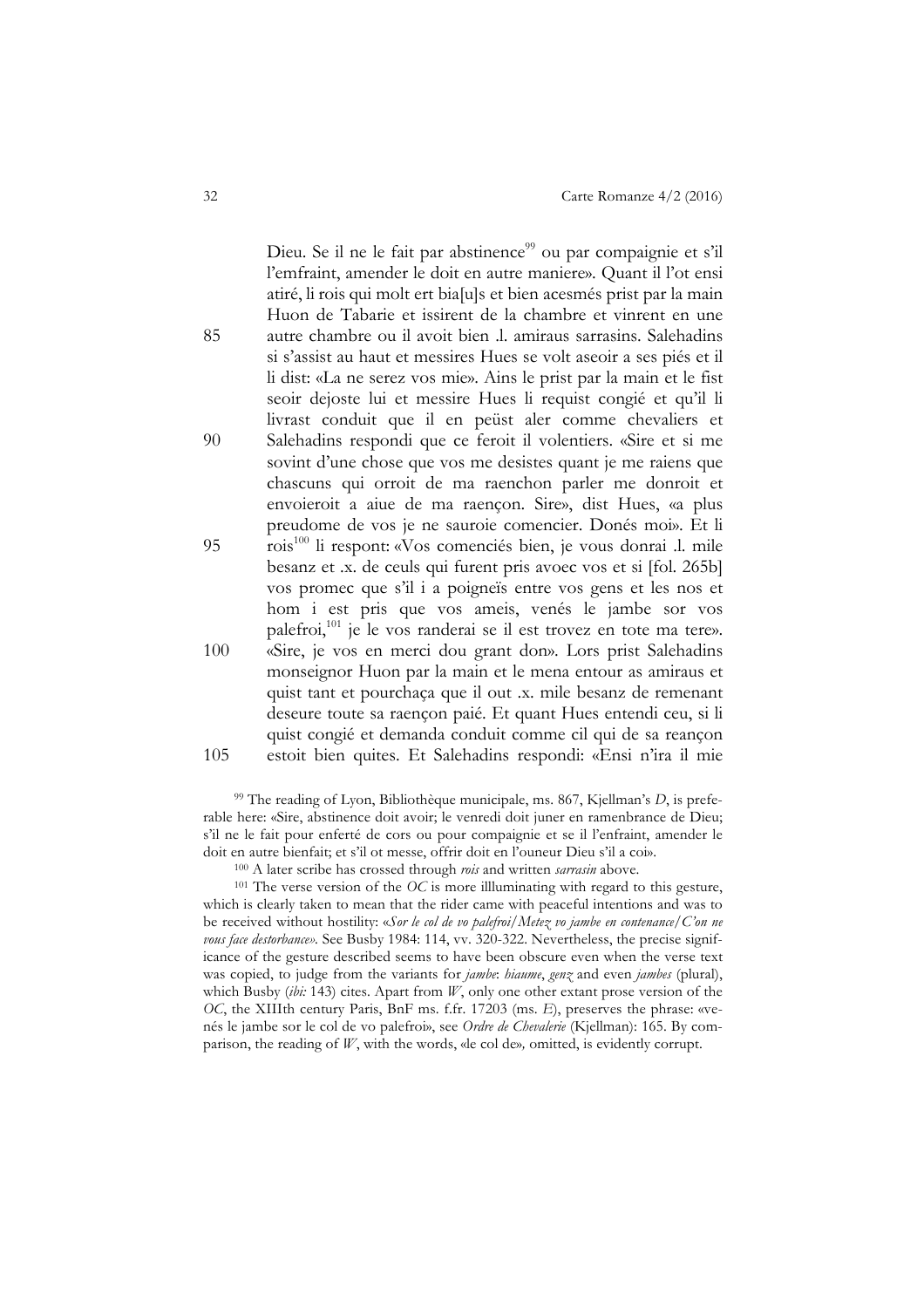Dieu. Se il ne le fait par abstinence[99] ou par compaignie et s'il l'emfraint, amender le doit en autre maniere». Quant il l'ot ensi atiré, li rois qui molt ert bia[u]s et bien acesmés prist par la main Huon de Tabarie et issirent de la chambre et vinrent en une
85 autre chambre ou il avoit bien .l. amiraus sarrasins. Salehadins si s'assist au haut et messires Hues se volt aseoir a ses piés et il li dist: «La ne serez vos mie». Ains le prist par la main et le fist seoir dejoste lui et messire Hues li requist congié et qu'il li livrast conduit que il en peüst aler comme chevaliers et
90 Salehadins respondi que ce feroit il volentiers. «Sire et si me sovint d'une chose que vos me desistes quant je me raiens que chascuns qui orroit de ma raenchon parler me donroit et envoieroit a aiue de ma raençon. Sire», dist Hues, «a plus preudome de vos je ne sauroie comencier. Donés moi». Et li
95 rois[100] li respont: «Vos comenciés bien, je vous donrai .l. mile besanz et .x. de ceuls qui furent pris avoec vos et si [fol. 265b] vos promec que s'il i a poigneïs entre vos gens et les nos et hom i est pris que vos ameis, venés le jambe sor vos palefroi,[101] je le vos randerai se il est trovez en tote ma tere».
100 «Sire, je vos en merci dou grant don». Lors prist Salehadins monseignor Huon par la main et le mena entour as amiraus et quist tant et pourchaça que il out .x. mile besanz de remenant deseure toute sa raençon paié. Et quant Hues entendi ceu, si li quist congié et demanda conduit comme cil qui de sa reançon
105 estoit bien quites. Et Salehadins respondi: «Ensi n'ira il mie

[99] The reading of Lyon, Bibliothèque municipale, ms. 867, Kjellman's *D*, is preferable here: «Sire, abstinence doit avoir; le venredi doit juner en ramenbrance de Dieu; s'il ne le fait pour enferté de cors ou pour compaignie et se il l'enfraint, amender le doit en autre bienfait; et s'il ot messe, offrir doit en l'ouneur Dieu s'il a coi».

[100] A later scribe has crossed through *rois* and written *sarrasin* above.

[101] The verse version of the *OC* is more illluminating with regard to this gesture, which is clearly taken to mean that the rider came with peaceful intentions and was to be received without hostility: «*Sor le col de vo palefroi/Metez vo jambe en contenance/C'on ne vous face destorbance*». See Busby 1984: 114, vv. 320-322. Nevertheless, the precise significance of the gesture described seems to have been obscure even when the verse text was copied, to judge from the variants for *jambe*: *hiaume*, *genz* and even *jambes* (plural), which Busby (*ibi:* 143) cites. Apart from *W*, only one other extant prose version of the *OC*, the XIIIth century Paris, BnF ms. f.fr. 17203 (ms. *E*), preserves the phrase: «venés le jambe sor le col de vo palefroi», see *Ordre de Chevalerie* (Kjellman): 165. By comparison, the reading of *W*, with the words, «le col de», omitted, is evidently corrupt.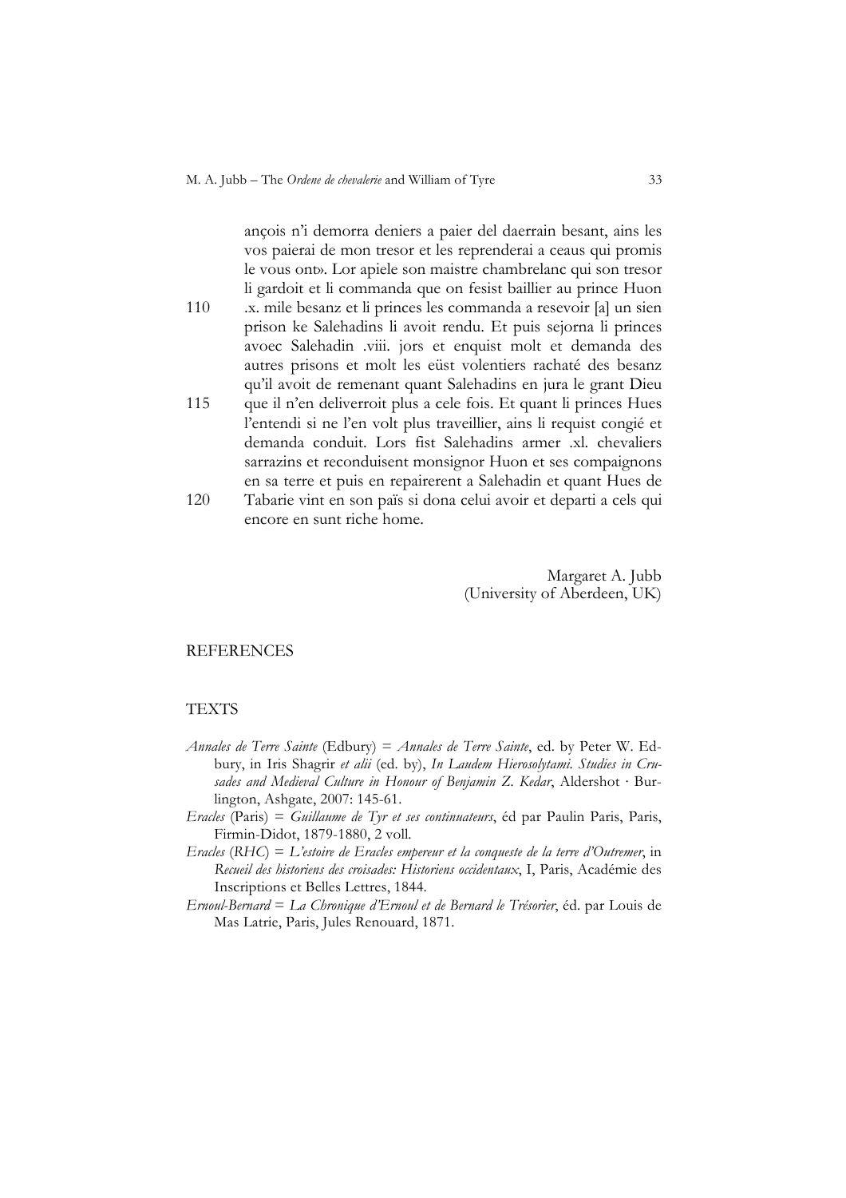ançois n'i demorra deniers a paier del daerrain besant, ains les vos paierai de mon tresor et les reprenderai a ceaus qui promis le vous ont». Lor apiele son maistre chambrelanc qui son tresor li gardoit et li commanda que on fesist baillier au prince Huon
110 .x. mile besanz et li princes les commanda a resevoir [a] un sien prison ke Salehadins li avoit rendu. Et puis sejorna li princes avoec Salehadin .viii. jors et enquist molt et demanda des autres prisons et molt les eüst volentiers rachaté des besanz qu'il avoit de remenant quant Salehadins en jura le grant Dieu
115 que il n'en deliverroit plus a cele fois. Et quant li princes Hues l'entendi si ne l'en volt plus traveillier, ains li requist congié et demanda conduit. Lors fist Salehadins armer .xl. chevaliers sarrazins et reconduisent monsignor Huon et ses compaignons en sa terre et puis en repairerent a Salehadin et quant Hues de
120 Tabarie vint en son païs si dona celui avoir et departi a cels qui encore en sunt riche home.

Margaret A. Jubb
(University of Aberdeen, UK)

## REFERENCES

### TEXTS

- *Annales de Terre Sainte* (Edbury) = *Annales de Terre Sainte*, ed. by Peter W. Edbury, in Iris Shagrir *et alii* (ed. by), *In Laudem Hierosolytami. Studies in Crusades and Medieval Culture in Honour of Benjamin Z. Kedar*, Aldershot · Burlington, Ashgate, 2007: 145-61.
- *Eracles* (Paris) = *Guillaume de Tyr et ses continuateurs*, éd par Paulin Paris, Paris, Firmin-Didot, 1879-1880, 2 voll.
- *Eracles* (*RHC*) = *L'estoire de Eracles empereur et la conqueste de la terre d'Outremer*, in *Recueil des historiens des croisades: Historiens occidentaux*, I, Paris, Académie des Inscriptions et Belles Lettres, 1844.
- *Ernoul-Bernard* = *La Chronique d'Ernoul et de Bernard le Trésorier*, éd. par Louis de Mas Latrie, Paris, Jules Renouard, 1871.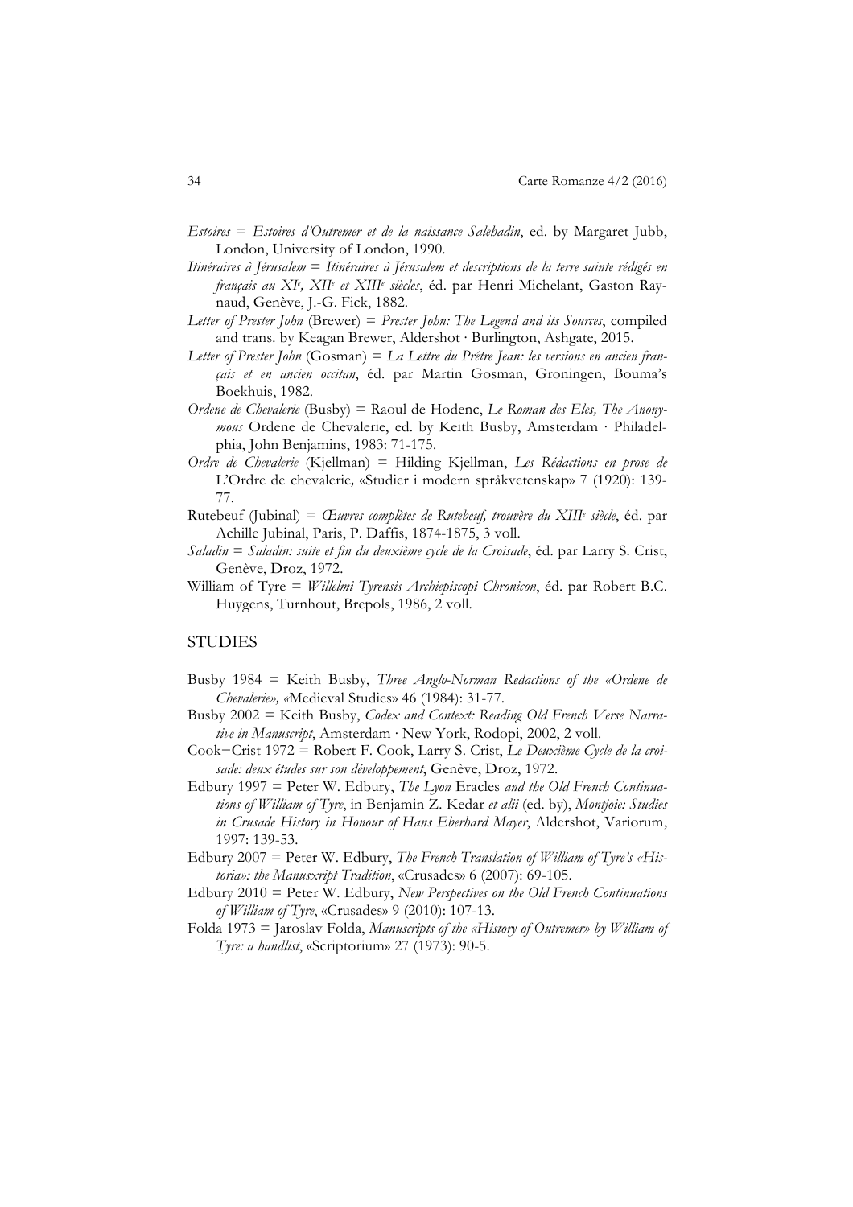*Estoires* = *Estoires d'Outremer et de la naissance Salehadin*, ed. by Margaret Jubb, London, University of London, 1990.

*Itinéraires à Jérusalem* = *Itinéraires à Jérusalem et descriptions de la terre sainte rédigés en français au XI^e^, XII^e^ et XIII^e^ siècles*, éd. par Henri Michelant, Gaston Raynaud, Genève, J.-G. Fick, 1882.

*Letter of Prester John* (Brewer) = *Prester John: The Legend and its Sources*, compiled and trans. by Keagan Brewer, Aldershot · Burlington, Ashgate, 2015.

*Letter of Prester John* (Gosman) = *La Lettre du Prêtre Jean: les versions en ancien français et en ancien occitan*, éd. par Martin Gosman, Groningen, Bouma's Boekhuis, 1982.

*Ordene de Chevalerie* (Busby) = Raoul de Hodenc, *Le Roman des Eles, The Anonymous* Ordene de Chevalerie, ed. by Keith Busby, Amsterdam · Philadelphia, John Benjamins, 1983: 71-175.

*Ordre de Chevalerie* (Kjellman) = Hilding Kjellman, *Les Rédactions en prose de* L'Ordre de chevalerie*,* «Studier i modern språkvetenskap» 7 (1920): 139-77.

Rutebeuf (Jubinal) = *Œuvres complètes de Rutebeuf, trouvère du XIII^e^ siècle*, éd. par Achille Jubinal, Paris, P. Daffis, 1874-1875, 3 voll.

*Saladin* = *Saladin: suite et fin du deuxième cycle de la Croisade*, éd. par Larry S. Crist, Genève, Droz, 1972.

William of Tyre = *Willelmi Tyrensis Archiepiscopi Chronicon*, éd. par Robert B.C. Huygens, Turnhout, Brepols, 1986, 2 voll.

## STUDIES

Busby 1984 = Keith Busby, *Three Anglo-Norman Redactions of the «Ordene de Chevalerie», «*Medieval Studies» 46 (1984): 31-77.

Busby 2002 = Keith Busby, *Codex and Context: Reading Old French Verse Narrative in Manuscript*, Amsterdam · New York, Rodopi, 2002, 2 voll.

Cook−Crist 1972 = Robert F. Cook, Larry S. Crist, *Le Deuxième Cycle de la croisade: deux études sur son développement*, Genève, Droz, 1972.

Edbury 1997 = Peter W. Edbury, *The Lyon* Eracles *and the Old French Continuations of William of Tyre*, in Benjamin Z. Kedar *et alii* (ed. by), *Montjoie: Studies in Crusade History in Honour of Hans Eberhard Mayer*, Aldershot, Variorum, 1997: 139-53.

Edbury 2007 = Peter W. Edbury, *The French Translation of William of Tyre's «Historia»: the Manusxript Tradition*, «Crusades» 6 (2007): 69-105.

Edbury 2010 = Peter W. Edbury, *New Perspectives on the Old French Continuations of William of Tyre*, «Crusades» 9 (2010): 107-13.

Folda 1973 = Jaroslav Folda, *Manuscripts of the «History of Outremer» by William of Tyre: a handlist*, «Scriptorium» 27 (1973): 90-5.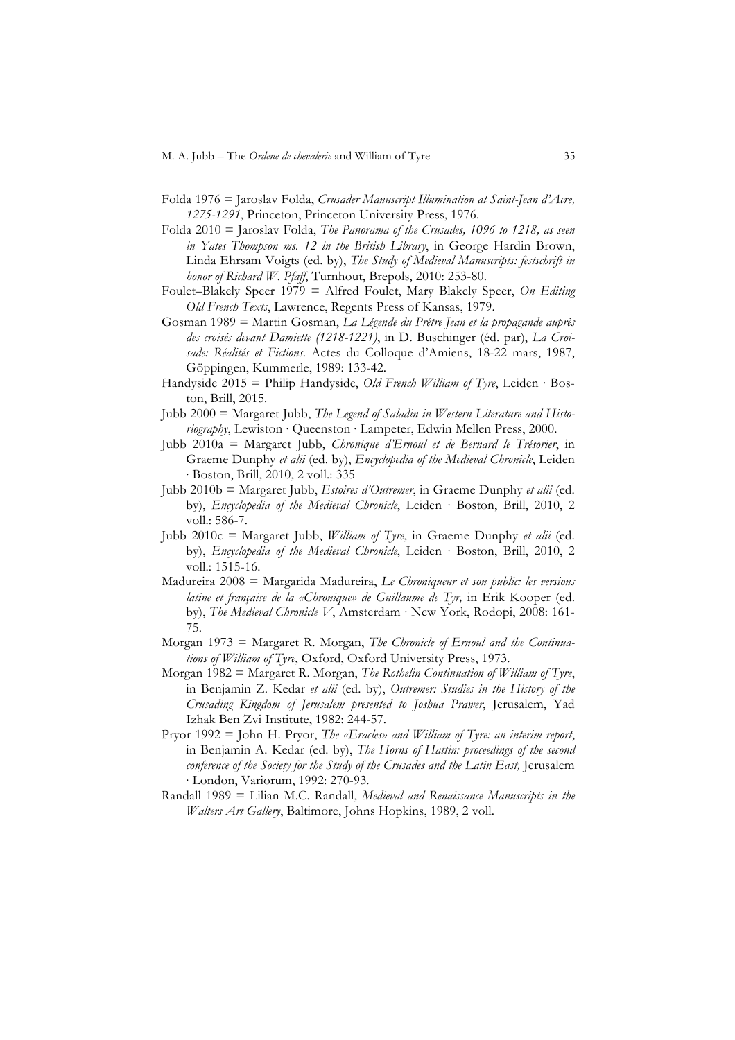Folda 1976 = Jaroslav Folda, *Crusader Manuscript Illumination at Saint-Jean d'Acre, 1275-1291*, Princeton, Princeton University Press, 1976.

Folda 2010 = Jaroslav Folda, *The Panorama of the Crusades, 1096 to 1218, as seen in Yates Thompson ms. 12 in the British Library*, in George Hardin Brown, Linda Ehrsam Voigts (ed. by), *The Study of Medieval Manuscripts: festschrift in honor of Richard W. Pfaff*, Turnhout, Brepols, 2010: 253-80.

Foulet–Blakely Speer 1979 = Alfred Foulet, Mary Blakely Speer, *On Editing Old French Texts*, Lawrence, Regents Press of Kansas, 1979.

Gosman 1989 = Martin Gosman, *La Légende du Prêtre Jean et la propagande auprès des croisés devant Damiette (1218-1221)*, in D. Buschinger (éd. par), *La Croisade: Réalités et Fictions*. Actes du Colloque d'Amiens, 18-22 mars, 1987, Göppingen, Kummerle, 1989: 133-42.

Handyside 2015 = Philip Handyside, *Old French William of Tyre*, Leiden · Boston, Brill, 2015.

Jubb 2000 = Margaret Jubb, *The Legend of Saladin in Western Literature and Historiography*, Lewiston · Queenston · Lampeter, Edwin Mellen Press, 2000.

Jubb 2010a = Margaret Jubb, *Chronique d'Ernoul et de Bernard le Trésorier*, in Graeme Dunphy *et alii* (ed. by), *Encyclopedia of the Medieval Chronicle*, Leiden · Boston, Brill, 2010, 2 voll.: 335

Jubb 2010b = Margaret Jubb, *Estoires d'Outremer*, in Graeme Dunphy *et alii* (ed. by), *Encyclopedia of the Medieval Chronicle*, Leiden · Boston, Brill, 2010, 2 voll.: 586-7.

Jubb 2010c = Margaret Jubb, *William of Tyre*, in Graeme Dunphy *et alii* (ed. by), *Encyclopedia of the Medieval Chronicle*, Leiden · Boston, Brill, 2010, 2 voll.: 1515-16.

Madureira 2008 = Margarida Madureira, *Le Chroniqueur et son public: les versions latine et française de la «Chronique» de Guillaume de Tyr,* in Erik Kooper (ed. by), *The Medieval Chronicle V*, Amsterdam · New York, Rodopi, 2008: 161-75.

Morgan 1973 = Margaret R. Morgan, *The Chronicle of Ernoul and the Continuations of William of Tyre*, Oxford, Oxford University Press, 1973.

Morgan 1982 = Margaret R. Morgan, *The Rothelin Continuation of William of Tyre*, in Benjamin Z. Kedar *et alii* (ed. by), *Outremer: Studies in the History of the Crusading Kingdom of Jerusalem presented to Joshua Prawer*, Jerusalem, Yad Izhak Ben Zvi Institute, 1982: 244-57.

Pryor 1992 = John H. Pryor, *The «Eracles» and William of Tyre: an interim report*, in Benjamin A. Kedar (ed. by), *The Horns of Hattin: proceedings of the second conference of the Society for the Study of the Crusades and the Latin East,* Jerusalem · London, Variorum, 1992: 270-93.

Randall 1989 = Lilian M.C. Randall, *Medieval and Renaissance Manuscripts in the Walters Art Gallery*, Baltimore, Johns Hopkins, 1989, 2 voll.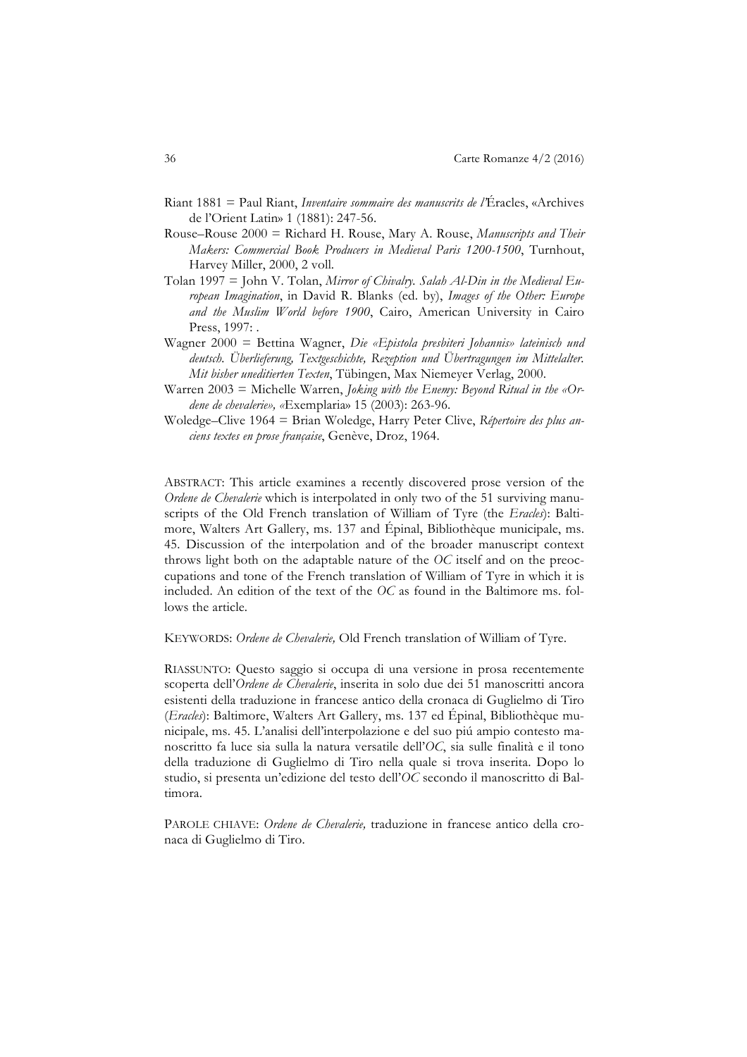Riant 1881 = Paul Riant, *Inventaire sommaire des manuscrits de l'*Éracles, «Archives de l'Orient Latin» 1 (1881): 247-56.

Rouse–Rouse 2000 = Richard H. Rouse, Mary A. Rouse, *Manuscripts and Their Makers: Commercial Book Producers in Medieval Paris 1200-1500*, Turnhout, Harvey Miller, 2000, 2 voll.

Tolan 1997 = John V. Tolan, *Mirror of Chivalry. Salah Al-Din in the Medieval European Imagination*, in David R. Blanks (ed. by), *Images of the Other: Europe and the Muslim World before 1900*, Cairo, American University in Cairo Press, 1997: .

Wagner 2000 = Bettina Wagner, *Die «Epistola presbiteri Johannis» lateinisch und deutsch. Überlieferung, Textgeschichte, Rezeption und Übertragungen im Mittelalter. Mit bisher uneditierten Texten*, Tübingen, Max Niemeyer Verlag, 2000.

Warren 2003 = Michelle Warren, *Joking with the Enemy: Beyond Ritual in the «Ordene de chevalerie»*, «Exemplaria» 15 (2003): 263-96.

Woledge–Clive 1964 = Brian Woledge, Harry Peter Clive, *Répertoire des plus anciens textes en prose française*, Genève, Droz, 1964.

ABSTRACT: This article examines a recently discovered prose version of the *Ordene de Chevalerie* which is interpolated in only two of the 51 surviving manuscripts of the Old French translation of William of Tyre (the *Eracles*): Baltimore, Walters Art Gallery, ms. 137 and Épinal, Bibliothèque municipale, ms. 45. Discussion of the interpolation and of the broader manuscript context throws light both on the adaptable nature of the *OC* itself and on the preoccupations and tone of the French translation of William of Tyre in which it is included. An edition of the text of the *OC* as found in the Baltimore ms. follows the article.

KEYWORDS: *Ordene de Chevalerie,* Old French translation of William of Tyre.

RIASSUNTO: Questo saggio si occupa di una versione in prosa recentemente scoperta dell'*Ordene de Chevalerie*, inserita in solo due dei 51 manoscritti ancora esistenti della traduzione in francese antico della cronaca di Guglielmo di Tiro (*Eracles*): Baltimore, Walters Art Gallery, ms. 137 ed Épinal, Bibliothèque municipale, ms. 45. L'analisi dell'interpolazione e del suo piú ampio contesto manoscritto fa luce sia sulla la natura versatile dell'*OC*, sia sulle finalità e il tono della traduzione di Guglielmo di Tiro nella quale si trova inserita. Dopo lo studio, si presenta un'edizione del testo dell'*OC* secondo il manoscritto di Baltimora.

PAROLE CHIAVE: *Ordene de Chevalerie,* traduzione in francese antico della cronaca di Guglielmo di Tiro.